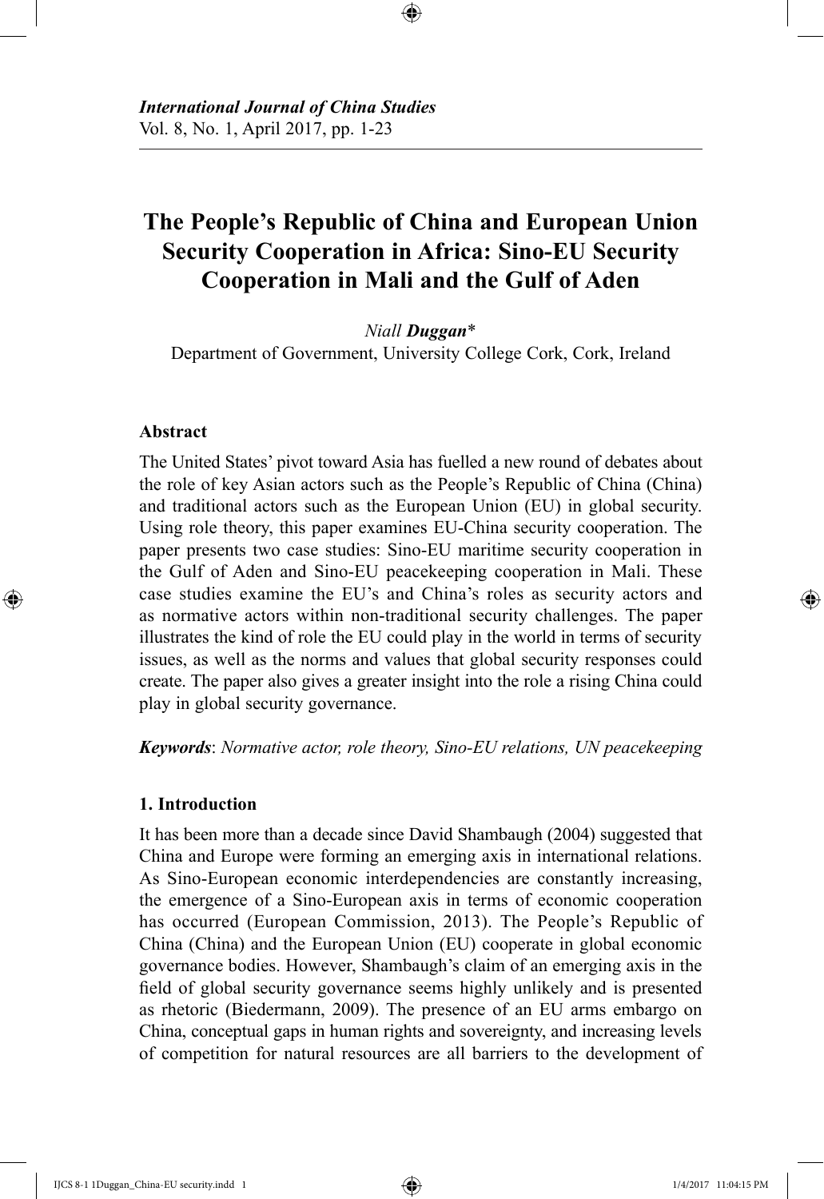# The People's Republic of China and European Union Security Cooperation in Africa: Sino-EU Security Cooperation in Mali and the Gulf of Aden

*Niall* ***Duggan****

Department of Government, University College Cork, Cork, Ireland

## Abstract

The United States' pivot toward Asia has fuelled a new round of debates about the role of key Asian actors such as the People's Republic of China (China) and traditional actors such as the European Union (EU) in global security. Using role theory, this paper examines EU-China security cooperation. The paper presents two case studies: Sino-EU maritime security cooperation in the Gulf of Aden and Sino-EU peacekeeping cooperation in Mali. These case studies examine the EU's and China's roles as security actors and as normative actors within non-traditional security challenges. The paper illustrates the kind of role the EU could play in the world in terms of security issues, as well as the norms and values that global security responses could create. The paper also gives a greater insight into the role a rising China could play in global security governance.

***Keywords***: *Normative actor, role theory, Sino-EU relations, UN peacekeeping*

## 1. Introduction

It has been more than a decade since David Shambaugh (2004) suggested that China and Europe were forming an emerging axis in international relations. As Sino-European economic interdependencies are constantly increasing, the emergence of a Sino-European axis in terms of economic cooperation has occurred (European Commission, 2013). The People's Republic of China (China) and the European Union (EU) cooperate in global economic governance bodies. However, Shambaugh's claim of an emerging axis in the field of global security governance seems highly unlikely and is presented as rhetoric (Biedermann, 2009). The presence of an EU arms embargo on China, conceptual gaps in human rights and sovereignty, and increasing levels of competition for natural resources are all barriers to the development of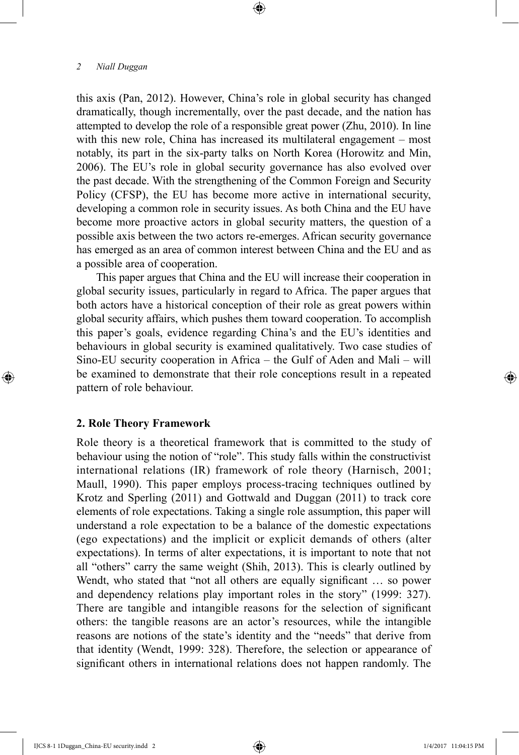this axis (Pan, 2012). However, China's role in global security has changed dramatically, though incrementally, over the past decade, and the nation has attempted to develop the role of a responsible great power (Zhu, 2010). In line with this new role, China has increased its multilateral engagement – most notably, its part in the six-party talks on North Korea (Horowitz and Min, 2006). The EU's role in global security governance has also evolved over the past decade. With the strengthening of the Common Foreign and Security Policy (CFSP), the EU has become more active in international security, developing a common role in security issues. As both China and the EU have become more proactive actors in global security matters, the question of a possible axis between the two actors re-emerges. African security governance has emerged as an area of common interest between China and the EU and as a possible area of cooperation.

This paper argues that China and the EU will increase their cooperation in global security issues, particularly in regard to Africa. The paper argues that both actors have a historical conception of their role as great powers within global security affairs, which pushes them toward cooperation. To accomplish this paper's goals, evidence regarding China's and the EU's identities and behaviours in global security is examined qualitatively. Two case studies of Sino-EU security cooperation in Africa – the Gulf of Aden and Mali – will be examined to demonstrate that their role conceptions result in a repeated pattern of role behaviour.

## 2. Role Theory Framework

Role theory is a theoretical framework that is committed to the study of behaviour using the notion of "role". This study falls within the constructivist international relations (IR) framework of role theory (Harnisch, 2001; Maull, 1990). This paper employs process-tracing techniques outlined by Krotz and Sperling (2011) and Gottwald and Duggan (2011) to track core elements of role expectations. Taking a single role assumption, this paper will understand a role expectation to be a balance of the domestic expectations (ego expectations) and the implicit or explicit demands of others (alter expectations). In terms of alter expectations, it is important to note that not all "others" carry the same weight (Shih, 2013). This is clearly outlined by Wendt, who stated that "not all others are equally significant … so power and dependency relations play important roles in the story" (1999: 327). There are tangible and intangible reasons for the selection of significant others: the tangible reasons are an actor's resources, while the intangible reasons are notions of the state's identity and the "needs" that derive from that identity (Wendt, 1999: 328). Therefore, the selection or appearance of significant others in international relations does not happen randomly. The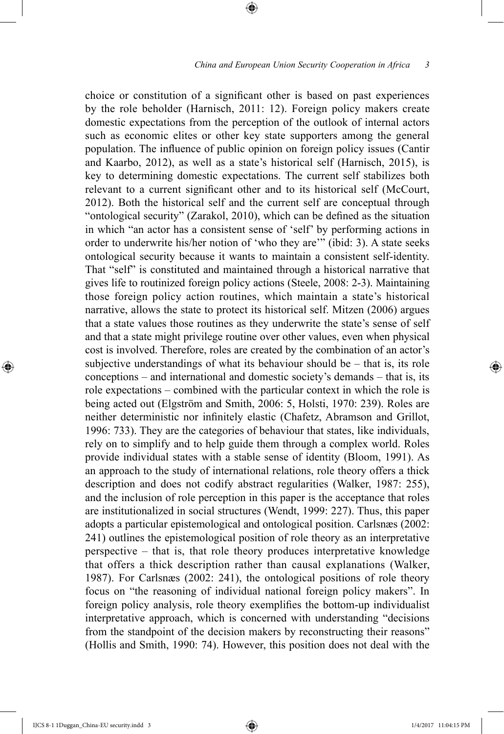choice or constitution of a significant other is based on past experiences by the role beholder (Harnisch, 2011: 12). Foreign policy makers create domestic expectations from the perception of the outlook of internal actors such as economic elites or other key state supporters among the general population. The influence of public opinion on foreign policy issues (Cantir and Kaarbo, 2012), as well as a state's historical self (Harnisch, 2015), is key to determining domestic expectations. The current self stabilizes both relevant to a current significant other and to its historical self (McCourt, 2012). Both the historical self and the current self are conceptual through "ontological security" (Zarakol, 2010), which can be defined as the situation in which "an actor has a consistent sense of 'self' by performing actions in order to underwrite his/her notion of 'who they are'" (ibid: 3). A state seeks ontological security because it wants to maintain a consistent self-identity. That "self" is constituted and maintained through a historical narrative that gives life to routinized foreign policy actions (Steele, 2008: 2-3). Maintaining those foreign policy action routines, which maintain a state's historical narrative, allows the state to protect its historical self. Mitzen (2006) argues that a state values those routines as they underwrite the state's sense of self and that a state might privilege routine over other values, even when physical cost is involved. Therefore, roles are created by the combination of an actor's subjective understandings of what its behaviour should be – that is, its role conceptions – and international and domestic society's demands – that is, its role expectations – combined with the particular context in which the role is being acted out (Elgström and Smith, 2006: 5, Holsti, 1970: 239). Roles are neither deterministic nor infinitely elastic (Chafetz, Abramson and Grillot, 1996: 733). They are the categories of behaviour that states, like individuals, rely on to simplify and to help guide them through a complex world. Roles provide individual states with a stable sense of identity (Bloom, 1991). As an approach to the study of international relations, role theory offers a thick description and does not codify abstract regularities (Walker, 1987: 255), and the inclusion of role perception in this paper is the acceptance that roles are institutionalized in social structures (Wendt, 1999: 227). Thus, this paper adopts a particular epistemological and ontological position. Carlsnæs (2002: 241) outlines the epistemological position of role theory as an interpretative perspective – that is, that role theory produces interpretative knowledge that offers a thick description rather than causal explanations (Walker, 1987). For Carlsnæs (2002: 241), the ontological positions of role theory focus on "the reasoning of individual national foreign policy makers". In foreign policy analysis, role theory exemplifies the bottom-up individualist interpretative approach, which is concerned with understanding "decisions from the standpoint of the decision makers by reconstructing their reasons" (Hollis and Smith, 1990: 74). However, this position does not deal with the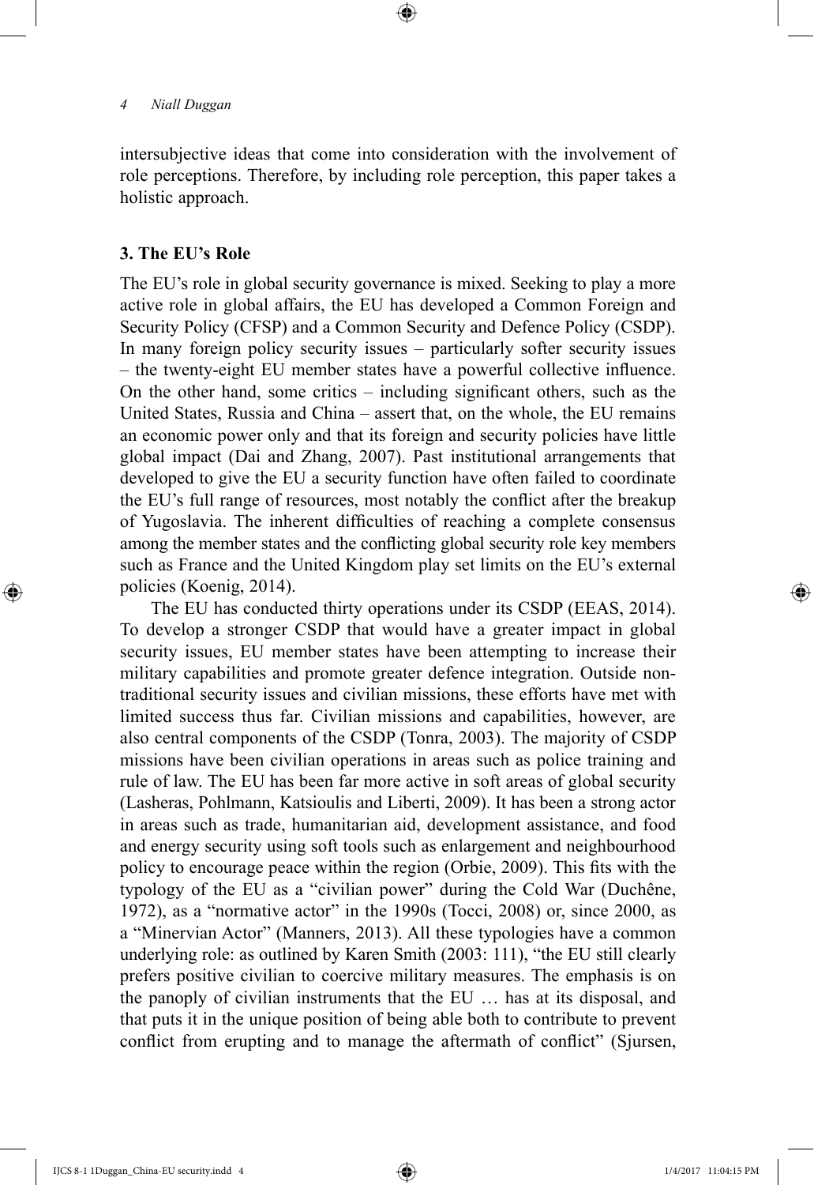intersubjective ideas that come into consideration with the involvement of role perceptions. Therefore, by including role perception, this paper takes a holistic approach.

## 3. The EU's Role

The EU's role in global security governance is mixed. Seeking to play a more active role in global affairs, the EU has developed a Common Foreign and Security Policy (CFSP) and a Common Security and Defence Policy (CSDP). In many foreign policy security issues – particularly softer security issues – the twenty-eight EU member states have a powerful collective influence. On the other hand, some critics – including significant others, such as the United States, Russia and China – assert that, on the whole, the EU remains an economic power only and that its foreign and security policies have little global impact (Dai and Zhang, 2007). Past institutional arrangements that developed to give the EU a security function have often failed to coordinate the EU's full range of resources, most notably the conflict after the breakup of Yugoslavia. The inherent difficulties of reaching a complete consensus among the member states and the conflicting global security role key members such as France and the United Kingdom play set limits on the EU's external policies (Koenig, 2014).

The EU has conducted thirty operations under its CSDP (EEAS, 2014). To develop a stronger CSDP that would have a greater impact in global security issues, EU member states have been attempting to increase their military capabilities and promote greater defence integration. Outside non-traditional security issues and civilian missions, these efforts have met with limited success thus far. Civilian missions and capabilities, however, are also central components of the CSDP (Tonra, 2003). The majority of CSDP missions have been civilian operations in areas such as police training and rule of law. The EU has been far more active in soft areas of global security (Lasheras, Pohlmann, Katsioulis and Liberti, 2009). It has been a strong actor in areas such as trade, humanitarian aid, development assistance, and food and energy security using soft tools such as enlargement and neighbourhood policy to encourage peace within the region (Orbie, 2009). This fits with the typology of the EU as a "civilian power" during the Cold War (Duchêne, 1972), as a "normative actor" in the 1990s (Tocci, 2008) or, since 2000, as a "Minervian Actor" (Manners, 2013). All these typologies have a common underlying role: as outlined by Karen Smith (2003: 111), "the EU still clearly prefers positive civilian to coercive military measures. The emphasis is on the panoply of civilian instruments that the EU … has at its disposal, and that puts it in the unique position of being able both to contribute to prevent conflict from erupting and to manage the aftermath of conflict" (Sjursen,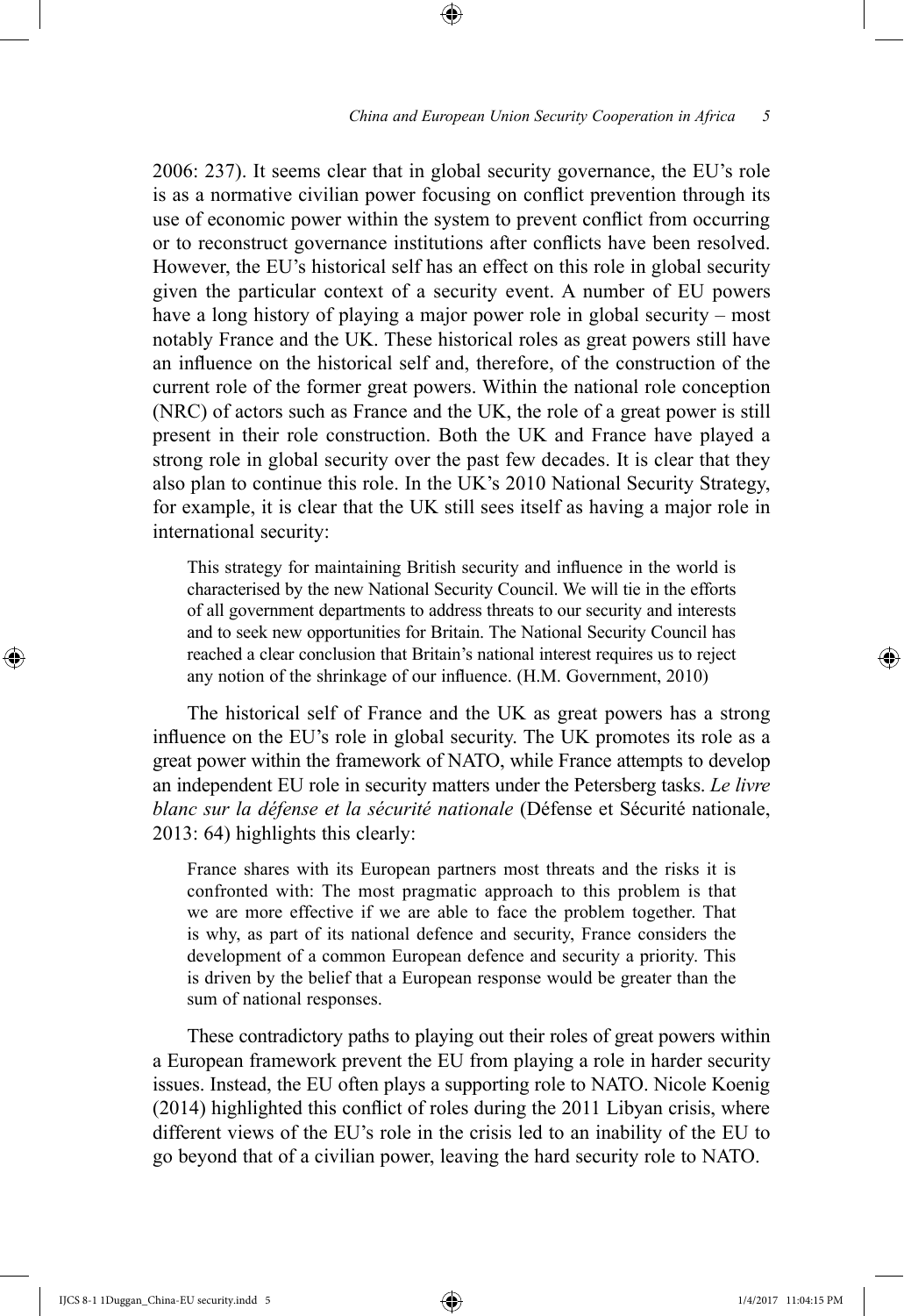2006: 237). It seems clear that in global security governance, the EU's role is as a normative civilian power focusing on conflict prevention through its use of economic power within the system to prevent conflict from occurring or to reconstruct governance institutions after conflicts have been resolved. However, the EU's historical self has an effect on this role in global security given the particular context of a security event. A number of EU powers have a long history of playing a major power role in global security – most notably France and the UK. These historical roles as great powers still have an influence on the historical self and, therefore, of the construction of the current role of the former great powers. Within the national role conception (NRC) of actors such as France and the UK, the role of a great power is still present in their role construction. Both the UK and France have played a strong role in global security over the past few decades. It is clear that they also plan to continue this role. In the UK's 2010 National Security Strategy, for example, it is clear that the UK still sees itself as having a major role in international security:

> This strategy for maintaining British security and influence in the world is characterised by the new National Security Council. We will tie in the efforts of all government departments to address threats to our security and interests and to seek new opportunities for Britain. The National Security Council has reached a clear conclusion that Britain's national interest requires us to reject any notion of the shrinkage of our influence. (H.M. Government, 2010)

The historical self of France and the UK as great powers has a strong influence on the EU's role in global security. The UK promotes its role as a great power within the framework of NATO, while France attempts to develop an independent EU role in security matters under the Petersberg tasks. *Le livre blanc sur la défense et la sécurité nationale* (Défense et Sécurité nationale, 2013: 64) highlights this clearly:

> France shares with its European partners most threats and the risks it is confronted with: The most pragmatic approach to this problem is that we are more effective if we are able to face the problem together. That is why, as part of its national defence and security, France considers the development of a common European defence and security a priority. This is driven by the belief that a European response would be greater than the sum of national responses.

These contradictory paths to playing out their roles of great powers within a European framework prevent the EU from playing a role in harder security issues. Instead, the EU often plays a supporting role to NATO. Nicole Koenig (2014) highlighted this conflict of roles during the 2011 Libyan crisis, where different views of the EU's role in the crisis led to an inability of the EU to go beyond that of a civilian power, leaving the hard security role to NATO.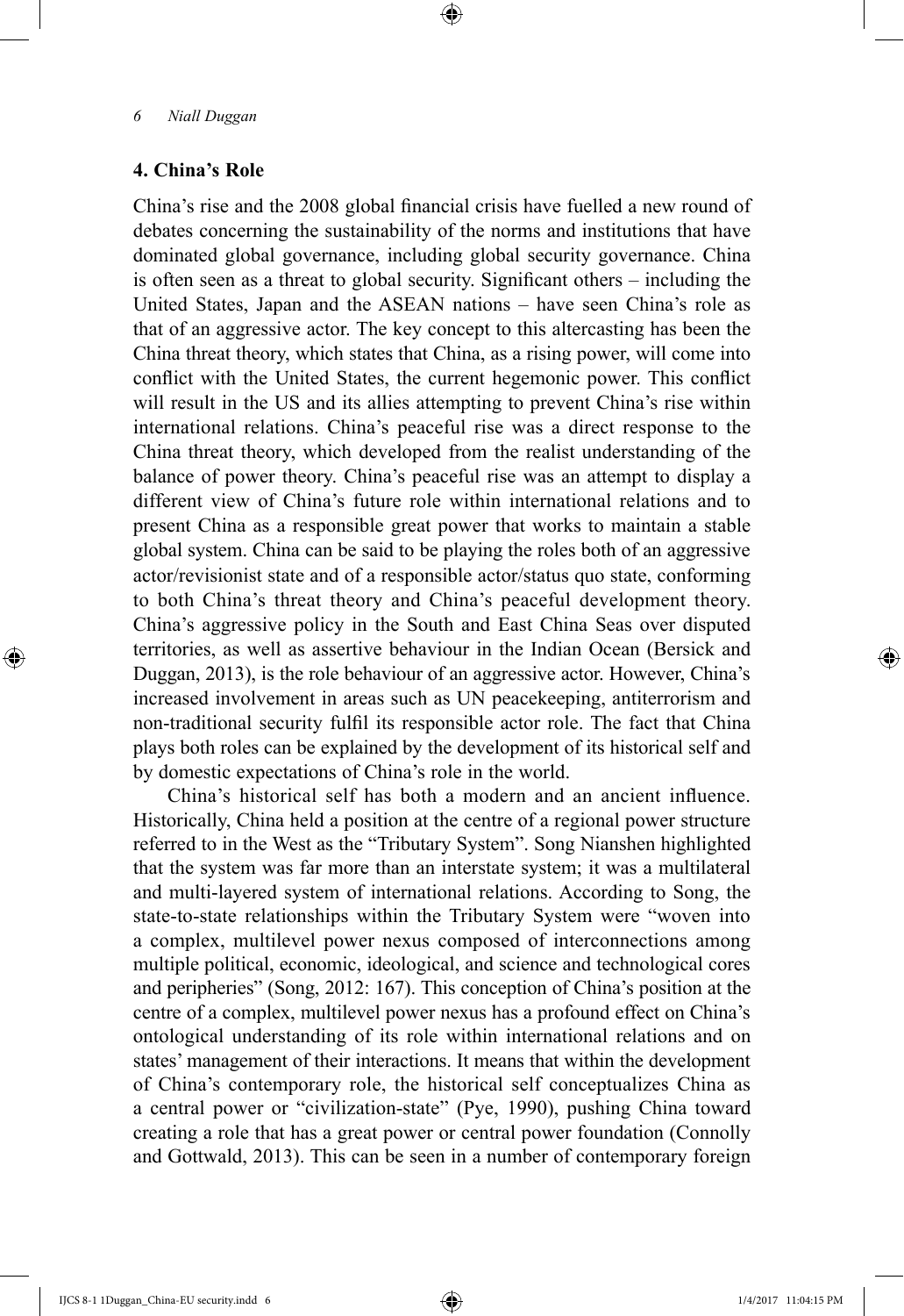## 4. China's Role

China's rise and the 2008 global financial crisis have fuelled a new round of debates concerning the sustainability of the norms and institutions that have dominated global governance, including global security governance. China is often seen as a threat to global security. Significant others – including the United States, Japan and the ASEAN nations – have seen China's role as that of an aggressive actor. The key concept to this altercasting has been the China threat theory, which states that China, as a rising power, will come into conflict with the United States, the current hegemonic power. This conflict will result in the US and its allies attempting to prevent China's rise within international relations. China's peaceful rise was a direct response to the China threat theory, which developed from the realist understanding of the balance of power theory. China's peaceful rise was an attempt to display a different view of China's future role within international relations and to present China as a responsible great power that works to maintain a stable global system. China can be said to be playing the roles both of an aggressive actor/revisionist state and of a responsible actor/status quo state, conforming to both China's threat theory and China's peaceful development theory. China's aggressive policy in the South and East China Seas over disputed territories, as well as assertive behaviour in the Indian Ocean (Bersick and Duggan, 2013), is the role behaviour of an aggressive actor. However, China's increased involvement in areas such as UN peacekeeping, antiterrorism and non-traditional security fulfil its responsible actor role. The fact that China plays both roles can be explained by the development of its historical self and by domestic expectations of China's role in the world.

China's historical self has both a modern and an ancient influence. Historically, China held a position at the centre of a regional power structure referred to in the West as the "Tributary System". Song Nianshen highlighted that the system was far more than an interstate system; it was a multilateral and multi-layered system of international relations. According to Song, the state-to-state relationships within the Tributary System were "woven into a complex, multilevel power nexus composed of interconnections among multiple political, economic, ideological, and science and technological cores and peripheries" (Song, 2012: 167). This conception of China's position at the centre of a complex, multilevel power nexus has a profound effect on China's ontological understanding of its role within international relations and on states' management of their interactions. It means that within the development of China's contemporary role, the historical self conceptualizes China as a central power or "civilization-state" (Pye, 1990), pushing China toward creating a role that has a great power or central power foundation (Connolly and Gottwald, 2013). This can be seen in a number of contemporary foreign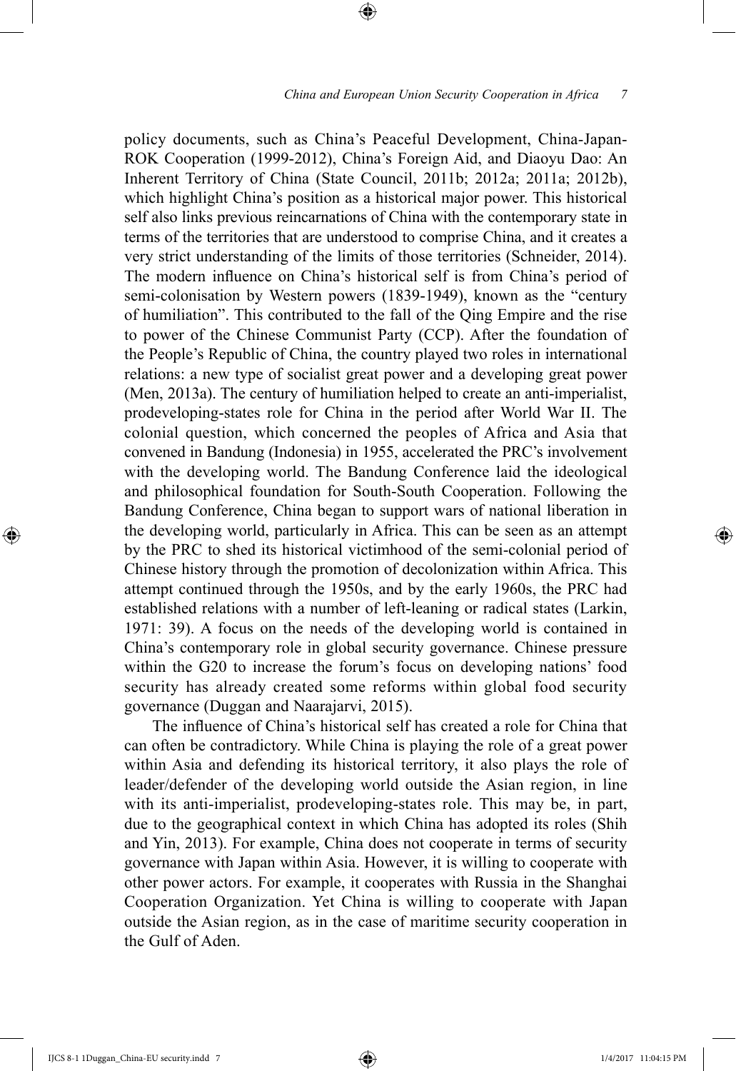policy documents, such as China's Peaceful Development, China-Japan-ROK Cooperation (1999-2012), China's Foreign Aid, and Diaoyu Dao: An Inherent Territory of China (State Council, 2011b; 2012a; 2011a; 2012b), which highlight China's position as a historical major power. This historical self also links previous reincarnations of China with the contemporary state in terms of the territories that are understood to comprise China, and it creates a very strict understanding of the limits of those territories (Schneider, 2014). The modern influence on China's historical self is from China's period of semi-colonisation by Western powers (1839-1949), known as the "century of humiliation". This contributed to the fall of the Qing Empire and the rise to power of the Chinese Communist Party (CCP). After the foundation of the People's Republic of China, the country played two roles in international relations: a new type of socialist great power and a developing great power (Men, 2013a). The century of humiliation helped to create an anti-imperialist, prodeveloping-states role for China in the period after World War II. The colonial question, which concerned the peoples of Africa and Asia that convened in Bandung (Indonesia) in 1955, accelerated the PRC's involvement with the developing world. The Bandung Conference laid the ideological and philosophical foundation for South-South Cooperation. Following the Bandung Conference, China began to support wars of national liberation in the developing world, particularly in Africa. This can be seen as an attempt by the PRC to shed its historical victimhood of the semi-colonial period of Chinese history through the promotion of decolonization within Africa. This attempt continued through the 1950s, and by the early 1960s, the PRC had established relations with a number of left-leaning or radical states (Larkin, 1971: 39). A focus on the needs of the developing world is contained in China's contemporary role in global security governance. Chinese pressure within the G20 to increase the forum's focus on developing nations' food security has already created some reforms within global food security governance (Duggan and Naarajarvi, 2015).

The influence of China's historical self has created a role for China that can often be contradictory. While China is playing the role of a great power within Asia and defending its historical territory, it also plays the role of leader/defender of the developing world outside the Asian region, in line with its anti-imperialist, prodeveloping-states role. This may be, in part, due to the geographical context in which China has adopted its roles (Shih and Yin, 2013). For example, China does not cooperate in terms of security governance with Japan within Asia. However, it is willing to cooperate with other power actors. For example, it cooperates with Russia in the Shanghai Cooperation Organization. Yet China is willing to cooperate with Japan outside the Asian region, as in the case of maritime security cooperation in the Gulf of Aden.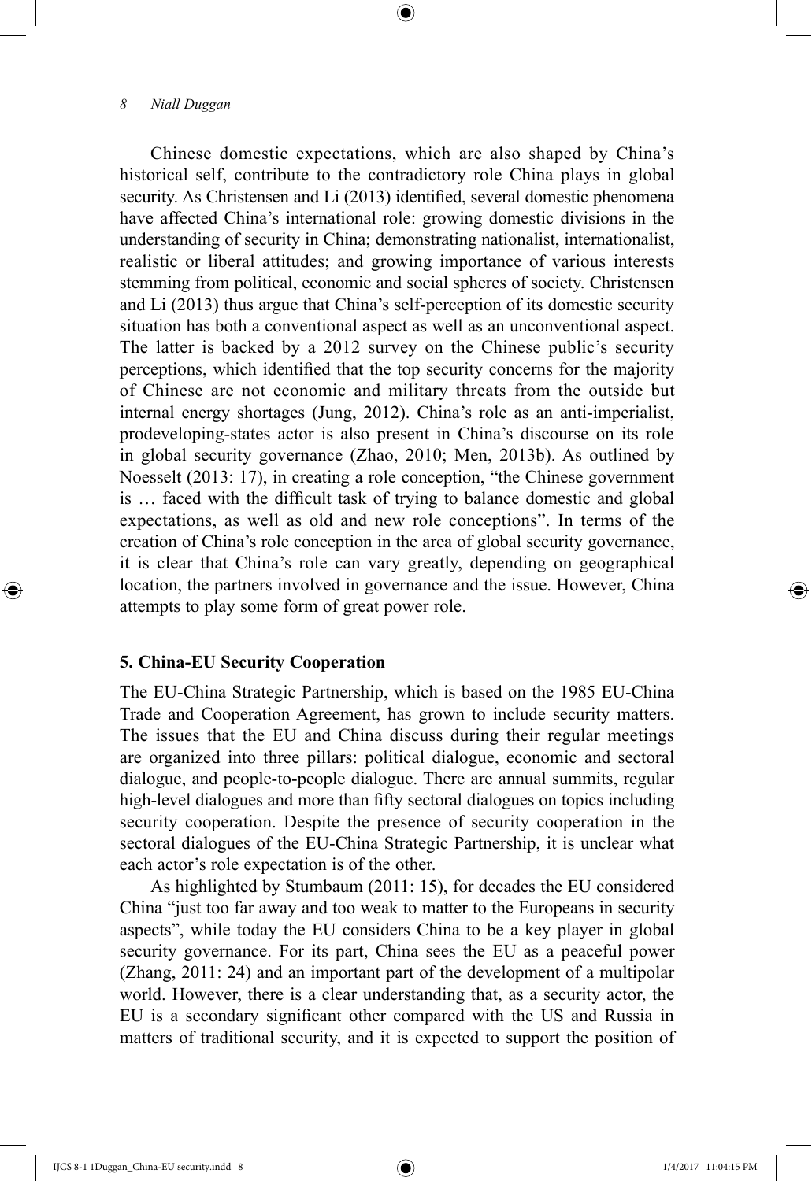Chinese domestic expectations, which are also shaped by China's historical self, contribute to the contradictory role China plays in global security. As Christensen and Li (2013) identified, several domestic phenomena have affected China's international role: growing domestic divisions in the understanding of security in China; demonstrating nationalist, internationalist, realistic or liberal attitudes; and growing importance of various interests stemming from political, economic and social spheres of society. Christensen and Li (2013) thus argue that China's self-perception of its domestic security situation has both a conventional aspect as well as an unconventional aspect. The latter is backed by a 2012 survey on the Chinese public's security perceptions, which identified that the top security concerns for the majority of Chinese are not economic and military threats from the outside but internal energy shortages (Jung, 2012). China's role as an anti-imperialist, prodeveloping-states actor is also present in China's discourse on its role in global security governance (Zhao, 2010; Men, 2013b). As outlined by Noesselt (2013: 17), in creating a role conception, "the Chinese government is … faced with the difficult task of trying to balance domestic and global expectations, as well as old and new role conceptions". In terms of the creation of China's role conception in the area of global security governance, it is clear that China's role can vary greatly, depending on geographical location, the partners involved in governance and the issue. However, China attempts to play some form of great power role.

## 5. China-EU Security Cooperation

The EU-China Strategic Partnership, which is based on the 1985 EU-China Trade and Cooperation Agreement, has grown to include security matters. The issues that the EU and China discuss during their regular meetings are organized into three pillars: political dialogue, economic and sectoral dialogue, and people-to-people dialogue. There are annual summits, regular high-level dialogues and more than fifty sectoral dialogues on topics including security cooperation. Despite the presence of security cooperation in the sectoral dialogues of the EU-China Strategic Partnership, it is unclear what each actor's role expectation is of the other.

As highlighted by Stumbaum (2011: 15), for decades the EU considered China "just too far away and too weak to matter to the Europeans in security aspects", while today the EU considers China to be a key player in global security governance. For its part, China sees the EU as a peaceful power (Zhang, 2011: 24) and an important part of the development of a multipolar world. However, there is a clear understanding that, as a security actor, the EU is a secondary significant other compared with the US and Russia in matters of traditional security, and it is expected to support the position of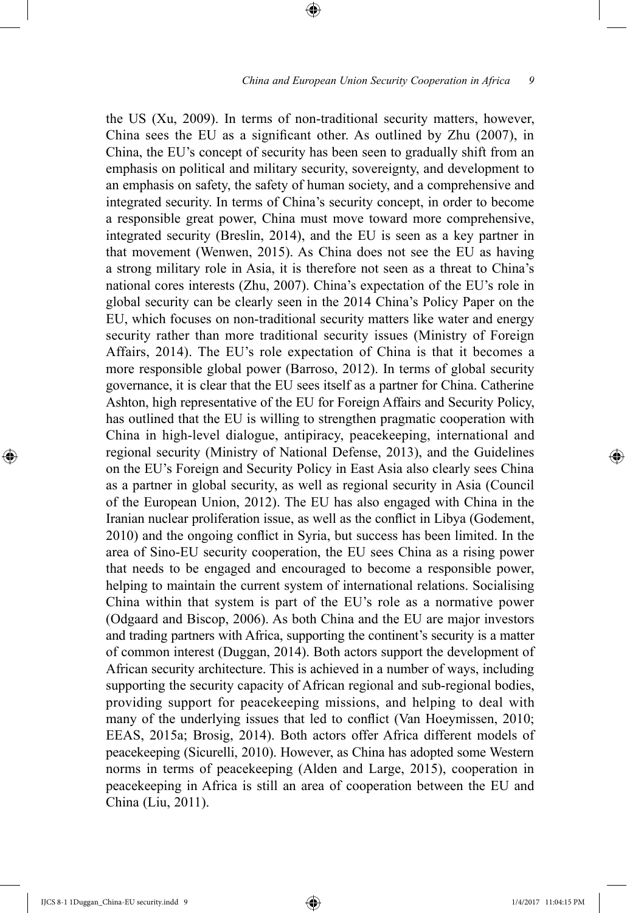the US (Xu, 2009). In terms of non-traditional security matters, however, China sees the EU as a significant other. As outlined by Zhu (2007), in China, the EU's concept of security has been seen to gradually shift from an emphasis on political and military security, sovereignty, and development to an emphasis on safety, the safety of human society, and a comprehensive and integrated security. In terms of China's security concept, in order to become a responsible great power, China must move toward more comprehensive, integrated security (Breslin, 2014), and the EU is seen as a key partner in that movement (Wenwen, 2015). As China does not see the EU as having a strong military role in Asia, it is therefore not seen as a threat to China's national cores interests (Zhu, 2007). China's expectation of the EU's role in global security can be clearly seen in the 2014 China's Policy Paper on the EU, which focuses on non-traditional security matters like water and energy security rather than more traditional security issues (Ministry of Foreign Affairs, 2014). The EU's role expectation of China is that it becomes a more responsible global power (Barroso, 2012). In terms of global security governance, it is clear that the EU sees itself as a partner for China. Catherine Ashton, high representative of the EU for Foreign Affairs and Security Policy, has outlined that the EU is willing to strengthen pragmatic cooperation with China in high-level dialogue, antipiracy, peacekeeping, international and regional security (Ministry of National Defense, 2013), and the Guidelines on the EU's Foreign and Security Policy in East Asia also clearly sees China as a partner in global security, as well as regional security in Asia (Council of the European Union, 2012). The EU has also engaged with China in the Iranian nuclear proliferation issue, as well as the conflict in Libya (Godement, 2010) and the ongoing conflict in Syria, but success has been limited. In the area of Sino-EU security cooperation, the EU sees China as a rising power that needs to be engaged and encouraged to become a responsible power, helping to maintain the current system of international relations. Socialising China within that system is part of the EU's role as a normative power (Odgaard and Biscop, 2006). As both China and the EU are major investors and trading partners with Africa, supporting the continent's security is a matter of common interest (Duggan, 2014). Both actors support the development of African security architecture. This is achieved in a number of ways, including supporting the security capacity of African regional and sub-regional bodies, providing support for peacekeeping missions, and helping to deal with many of the underlying issues that led to conflict (Van Hoeymissen, 2010; EEAS, 2015a; Brosig, 2014). Both actors offer Africa different models of peacekeeping (Sicurelli, 2010). However, as China has adopted some Western norms in terms of peacekeeping (Alden and Large, 2015), cooperation in peacekeeping in Africa is still an area of cooperation between the EU and China (Liu, 2011).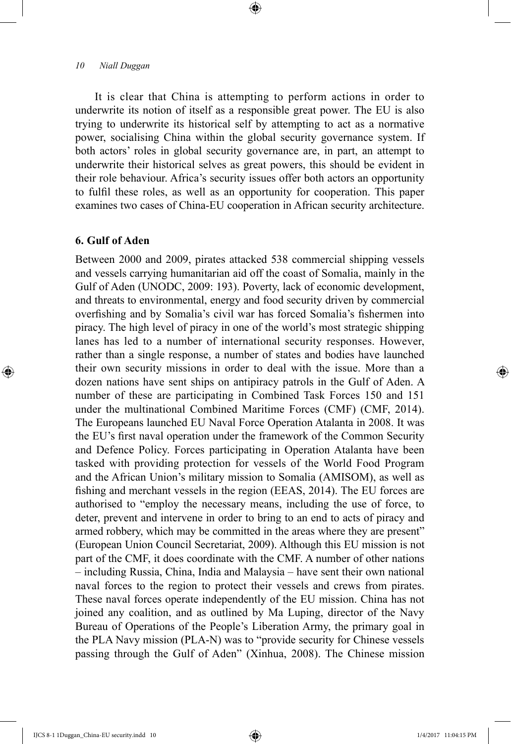It is clear that China is attempting to perform actions in order to underwrite its notion of itself as a responsible great power. The EU is also trying to underwrite its historical self by attempting to act as a normative power, socialising China within the global security governance system. If both actors' roles in global security governance are, in part, an attempt to underwrite their historical selves as great powers, this should be evident in their role behaviour. Africa's security issues offer both actors an opportunity to fulfil these roles, as well as an opportunity for cooperation. This paper examines two cases of China-EU cooperation in African security architecture.

## 6. Gulf of Aden

Between 2000 and 2009, pirates attacked 538 commercial shipping vessels and vessels carrying humanitarian aid off the coast of Somalia, mainly in the Gulf of Aden (UNODC, 2009: 193). Poverty, lack of economic development, and threats to environmental, energy and food security driven by commercial overfishing and by Somalia's civil war has forced Somalia's fishermen into piracy. The high level of piracy in one of the world's most strategic shipping lanes has led to a number of international security responses. However, rather than a single response, a number of states and bodies have launched their own security missions in order to deal with the issue. More than a dozen nations have sent ships on antipiracy patrols in the Gulf of Aden. A number of these are participating in Combined Task Forces 150 and 151 under the multinational Combined Maritime Forces (CMF) (CMF, 2014). The Europeans launched EU Naval Force Operation Atalanta in 2008. It was the EU's first naval operation under the framework of the Common Security and Defence Policy. Forces participating in Operation Atalanta have been tasked with providing protection for vessels of the World Food Program and the African Union's military mission to Somalia (AMISOM), as well as fishing and merchant vessels in the region (EEAS, 2014). The EU forces are authorised to "employ the necessary means, including the use of force, to deter, prevent and intervene in order to bring to an end to acts of piracy and armed robbery, which may be committed in the areas where they are present" (European Union Council Secretariat, 2009). Although this EU mission is not part of the CMF, it does coordinate with the CMF. A number of other nations – including Russia, China, India and Malaysia – have sent their own national naval forces to the region to protect their vessels and crews from pirates. These naval forces operate independently of the EU mission. China has not joined any coalition, and as outlined by Ma Luping, director of the Navy Bureau of Operations of the People's Liberation Army, the primary goal in the PLA Navy mission (PLA-N) was to "provide security for Chinese vessels passing through the Gulf of Aden" (Xinhua, 2008). The Chinese mission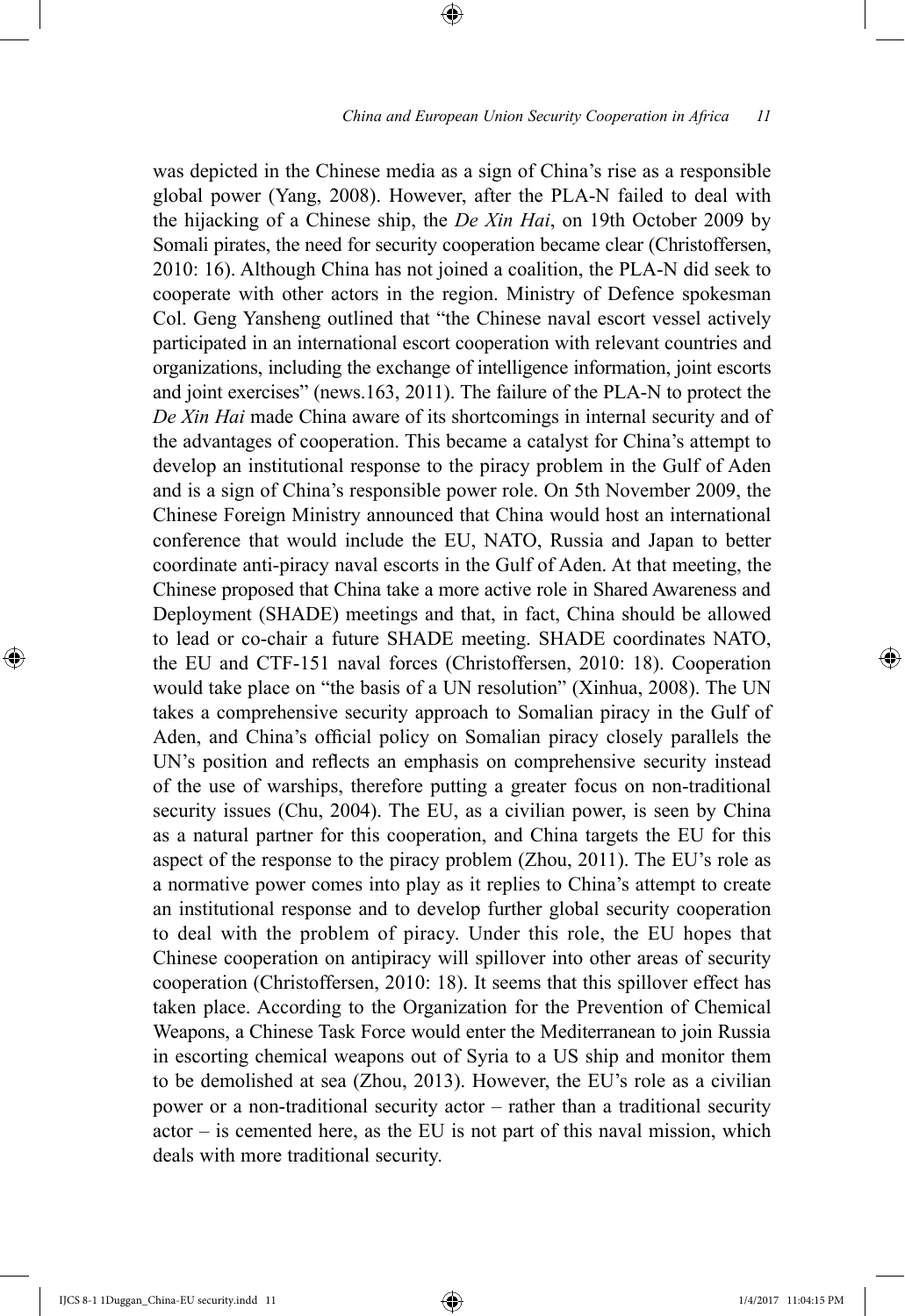was depicted in the Chinese media as a sign of China's rise as a responsible global power (Yang, 2008). However, after the PLA-N failed to deal with the hijacking of a Chinese ship, the *De Xin Hai*, on 19th October 2009 by Somali pirates, the need for security cooperation became clear (Christoffersen, 2010: 16). Although China has not joined a coalition, the PLA-N did seek to cooperate with other actors in the region. Ministry of Defence spokesman Col. Geng Yansheng outlined that "the Chinese naval escort vessel actively participated in an international escort cooperation with relevant countries and organizations, including the exchange of intelligence information, joint escorts and joint exercises" (news.163, 2011). The failure of the PLA-N to protect the *De Xin Hai* made China aware of its shortcomings in internal security and of the advantages of cooperation. This became a catalyst for China's attempt to develop an institutional response to the piracy problem in the Gulf of Aden and is a sign of China's responsible power role. On 5th November 2009, the Chinese Foreign Ministry announced that China would host an international conference that would include the EU, NATO, Russia and Japan to better coordinate anti-piracy naval escorts in the Gulf of Aden. At that meeting, the Chinese proposed that China take a more active role in Shared Awareness and Deployment (SHADE) meetings and that, in fact, China should be allowed to lead or co-chair a future SHADE meeting. SHADE coordinates NATO, the EU and CTF-151 naval forces (Christoffersen, 2010: 18). Cooperation would take place on "the basis of a UN resolution" (Xinhua, 2008). The UN takes a comprehensive security approach to Somalian piracy in the Gulf of Aden, and China's official policy on Somalian piracy closely parallels the UN's position and reflects an emphasis on comprehensive security instead of the use of warships, therefore putting a greater focus on non-traditional security issues (Chu, 2004). The EU, as a civilian power, is seen by China as a natural partner for this cooperation, and China targets the EU for this aspect of the response to the piracy problem (Zhou, 2011). The EU's role as a normative power comes into play as it replies to China's attempt to create an institutional response and to develop further global security cooperation to deal with the problem of piracy. Under this role, the EU hopes that Chinese cooperation on antipiracy will spillover into other areas of security cooperation (Christoffersen, 2010: 18). It seems that this spillover effect has taken place. According to the Organization for the Prevention of Chemical Weapons, a Chinese Task Force would enter the Mediterranean to join Russia in escorting chemical weapons out of Syria to a US ship and monitor them to be demolished at sea (Zhou, 2013). However, the EU's role as a civilian power or a non-traditional security actor – rather than a traditional security actor – is cemented here, as the EU is not part of this naval mission, which deals with more traditional security.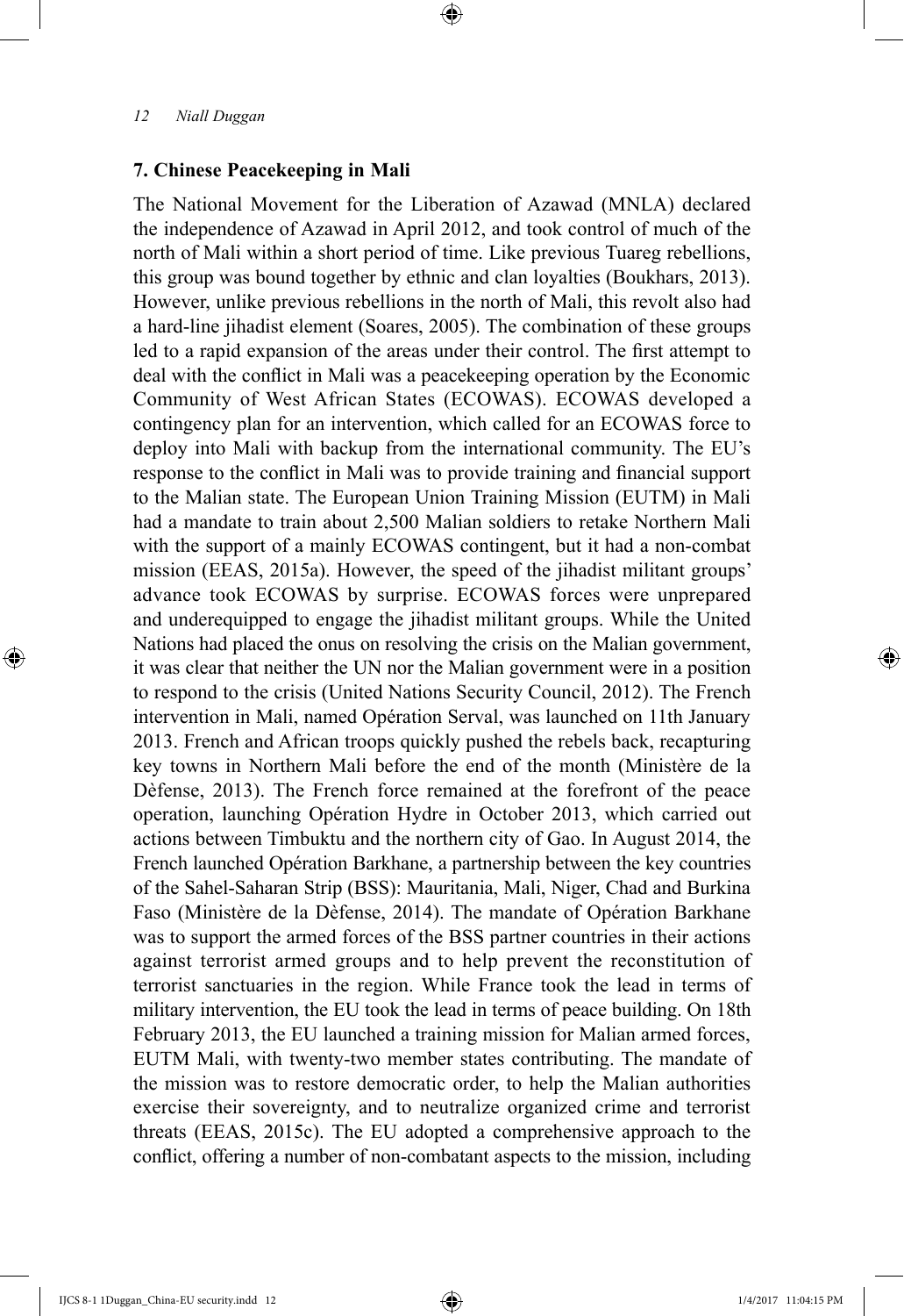## 7. Chinese Peacekeeping in Mali

The National Movement for the Liberation of Azawad (MNLA) declared the independence of Azawad in April 2012, and took control of much of the north of Mali within a short period of time. Like previous Tuareg rebellions, this group was bound together by ethnic and clan loyalties (Boukhars, 2013). However, unlike previous rebellions in the north of Mali, this revolt also had a hard-line jihadist element (Soares, 2005). The combination of these groups led to a rapid expansion of the areas under their control. The first attempt to deal with the conflict in Mali was a peacekeeping operation by the Economic Community of West African States (ECOWAS). ECOWAS developed a contingency plan for an intervention, which called for an ECOWAS force to deploy into Mali with backup from the international community. The EU's response to the conflict in Mali was to provide training and financial support to the Malian state. The European Union Training Mission (EUTM) in Mali had a mandate to train about 2,500 Malian soldiers to retake Northern Mali with the support of a mainly ECOWAS contingent, but it had a non-combat mission (EEAS, 2015a). However, the speed of the jihadist militant groups' advance took ECOWAS by surprise. ECOWAS forces were unprepared and underequipped to engage the jihadist militant groups. While the United Nations had placed the onus on resolving the crisis on the Malian government, it was clear that neither the UN nor the Malian government were in a position to respond to the crisis (United Nations Security Council, 2012). The French intervention in Mali, named Opération Serval, was launched on 11th January 2013. French and African troops quickly pushed the rebels back, recapturing key towns in Northern Mali before the end of the month (Ministère de la Dèfense, 2013). The French force remained at the forefront of the peace operation, launching Opération Hydre in October 2013, which carried out actions between Timbuktu and the northern city of Gao. In August 2014, the French launched Opération Barkhane, a partnership between the key countries of the Sahel-Saharan Strip (BSS): Mauritania, Mali, Niger, Chad and Burkina Faso (Ministère de la Dèfense, 2014). The mandate of Opération Barkhane was to support the armed forces of the BSS partner countries in their actions against terrorist armed groups and to help prevent the reconstitution of terrorist sanctuaries in the region. While France took the lead in terms of military intervention, the EU took the lead in terms of peace building. On 18th February 2013, the EU launched a training mission for Malian armed forces, EUTM Mali, with twenty-two member states contributing. The mandate of the mission was to restore democratic order, to help the Malian authorities exercise their sovereignty, and to neutralize organized crime and terrorist threats (EEAS, 2015c). The EU adopted a comprehensive approach to the conflict, offering a number of non-combatant aspects to the mission, including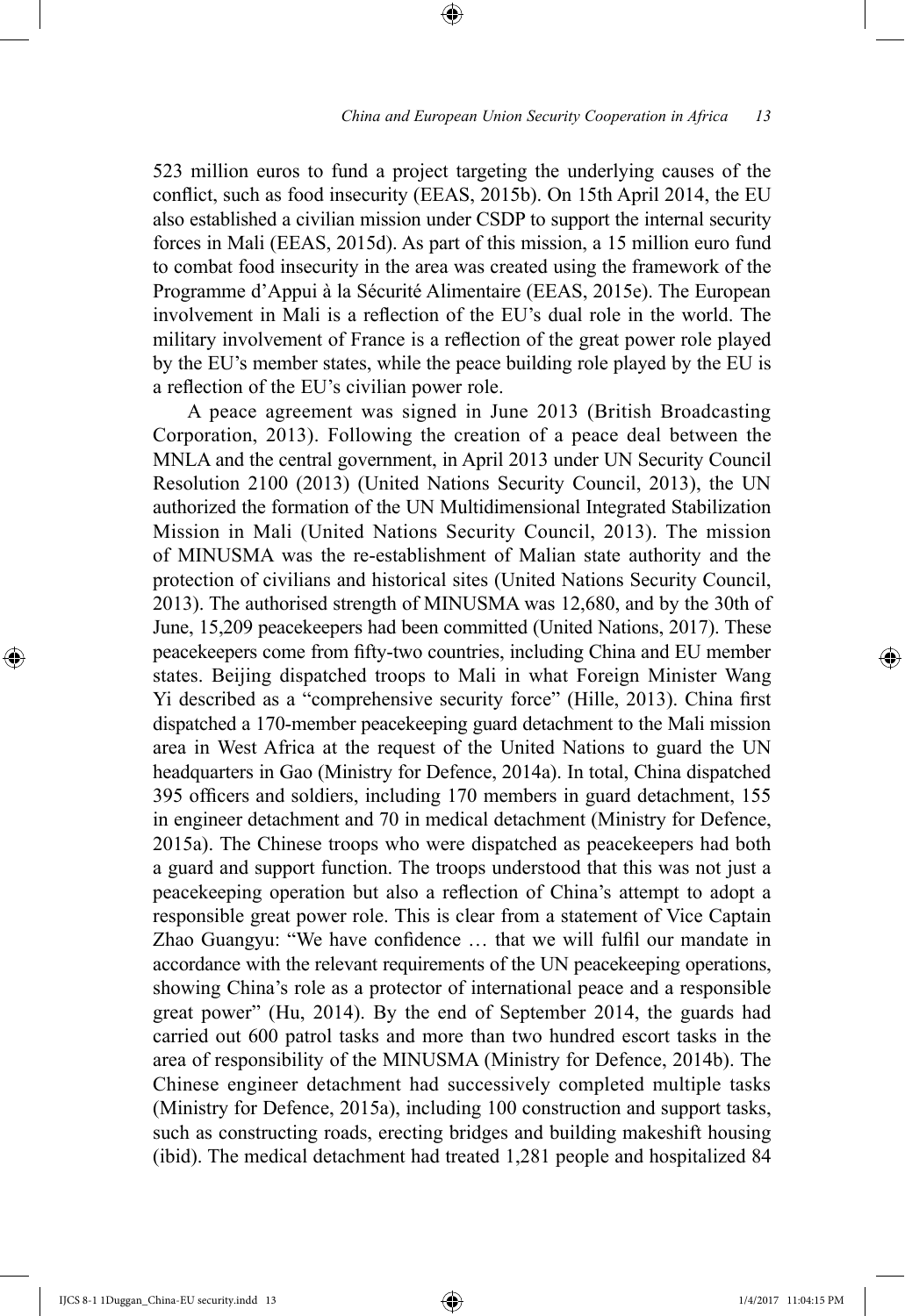523 million euros to fund a project targeting the underlying causes of the conflict, such as food insecurity (EEAS, 2015b). On 15th April 2014, the EU also established a civilian mission under CSDP to support the internal security forces in Mali (EEAS, 2015d). As part of this mission, a 15 million euro fund to combat food insecurity in the area was created using the framework of the Programme d'Appui à la Sécurité Alimentaire (EEAS, 2015e). The European involvement in Mali is a reflection of the EU's dual role in the world. The military involvement of France is a reflection of the great power role played by the EU's member states, while the peace building role played by the EU is a reflection of the EU's civilian power role.

A peace agreement was signed in June 2013 (British Broadcasting Corporation, 2013). Following the creation of a peace deal between the MNLA and the central government, in April 2013 under UN Security Council Resolution 2100 (2013) (United Nations Security Council, 2013), the UN authorized the formation of the UN Multidimensional Integrated Stabilization Mission in Mali (United Nations Security Council, 2013). The mission of MINUSMA was the re-establishment of Malian state authority and the protection of civilians and historical sites (United Nations Security Council, 2013). The authorised strength of MINUSMA was 12,680, and by the 30th of June, 15,209 peacekeepers had been committed (United Nations, 2017). These peacekeepers come from fifty-two countries, including China and EU member states. Beijing dispatched troops to Mali in what Foreign Minister Wang Yi described as a "comprehensive security force" (Hille, 2013). China first dispatched a 170-member peacekeeping guard detachment to the Mali mission area in West Africa at the request of the United Nations to guard the UN headquarters in Gao (Ministry for Defence, 2014a). In total, China dispatched 395 officers and soldiers, including 170 members in guard detachment, 155 in engineer detachment and 70 in medical detachment (Ministry for Defence, 2015a). The Chinese troops who were dispatched as peacekeepers had both a guard and support function. The troops understood that this was not just a peacekeeping operation but also a reflection of China's attempt to adopt a responsible great power role. This is clear from a statement of Vice Captain Zhao Guangyu: "We have confidence … that we will fulfil our mandate in accordance with the relevant requirements of the UN peacekeeping operations, showing China's role as a protector of international peace and a responsible great power" (Hu, 2014). By the end of September 2014, the guards had carried out 600 patrol tasks and more than two hundred escort tasks in the area of responsibility of the MINUSMA (Ministry for Defence, 2014b). The Chinese engineer detachment had successively completed multiple tasks (Ministry for Defence, 2015a), including 100 construction and support tasks, such as constructing roads, erecting bridges and building makeshift housing (ibid). The medical detachment had treated 1,281 people and hospitalized 84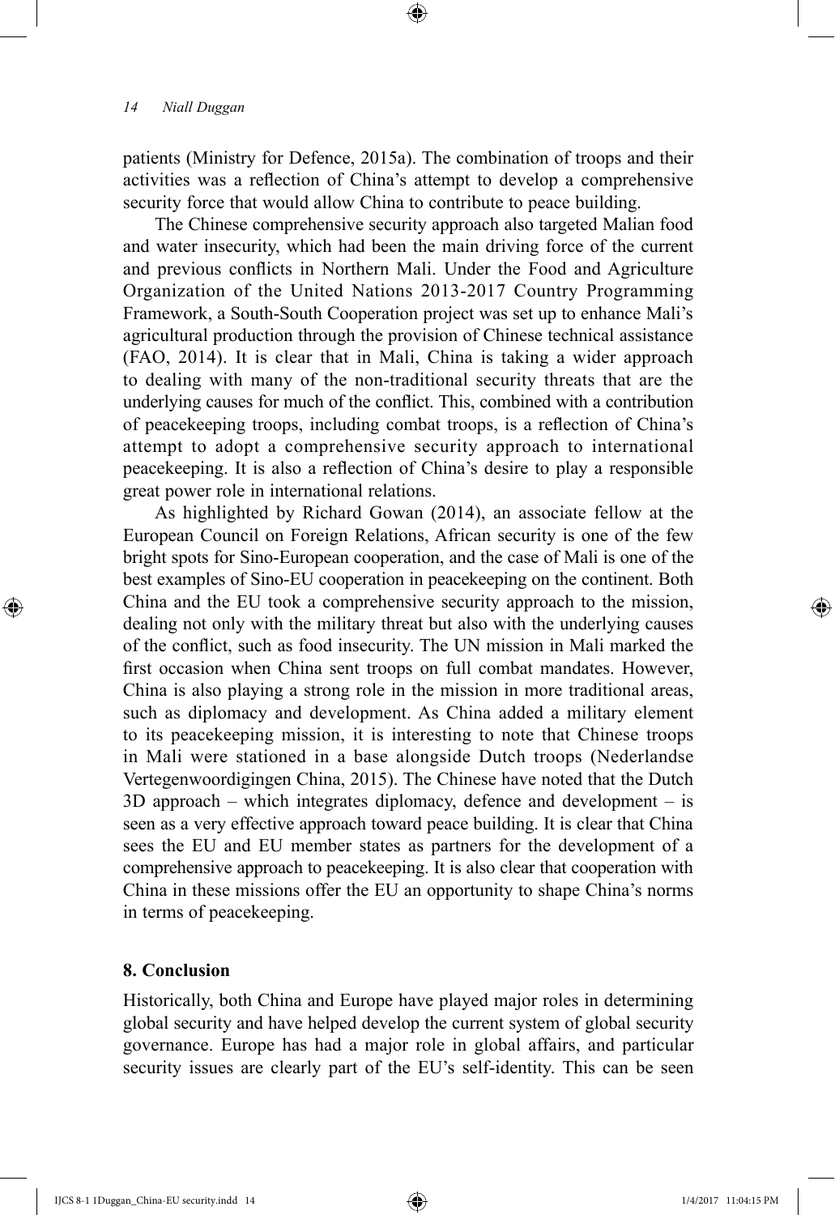patients (Ministry for Defence, 2015a). The combination of troops and their activities was a reflection of China's attempt to develop a comprehensive security force that would allow China to contribute to peace building.

The Chinese comprehensive security approach also targeted Malian food and water insecurity, which had been the main driving force of the current and previous conflicts in Northern Mali. Under the Food and Agriculture Organization of the United Nations 2013-2017 Country Programming Framework, a South-South Cooperation project was set up to enhance Mali's agricultural production through the provision of Chinese technical assistance (FAO, 2014). It is clear that in Mali, China is taking a wider approach to dealing with many of the non-traditional security threats that are the underlying causes for much of the conflict. This, combined with a contribution of peacekeeping troops, including combat troops, is a reflection of China's attempt to adopt a comprehensive security approach to international peacekeeping. It is also a reflection of China's desire to play a responsible great power role in international relations.

As highlighted by Richard Gowan (2014), an associate fellow at the European Council on Foreign Relations, African security is one of the few bright spots for Sino-European cooperation, and the case of Mali is one of the best examples of Sino-EU cooperation in peacekeeping on the continent. Both China and the EU took a comprehensive security approach to the mission, dealing not only with the military threat but also with the underlying causes of the conflict, such as food insecurity. The UN mission in Mali marked the first occasion when China sent troops on full combat mandates. However, China is also playing a strong role in the mission in more traditional areas, such as diplomacy and development. As China added a military element to its peacekeeping mission, it is interesting to note that Chinese troops in Mali were stationed in a base alongside Dutch troops (Nederlandse Vertegenwoordigingen China, 2015). The Chinese have noted that the Dutch 3D approach – which integrates diplomacy, defence and development – is seen as a very effective approach toward peace building. It is clear that China sees the EU and EU member states as partners for the development of a comprehensive approach to peacekeeping. It is also clear that cooperation with China in these missions offer the EU an opportunity to shape China's norms in terms of peacekeeping.

## 8. Conclusion

Historically, both China and Europe have played major roles in determining global security and have helped develop the current system of global security governance. Europe has had a major role in global affairs, and particular security issues are clearly part of the EU's self-identity. This can be seen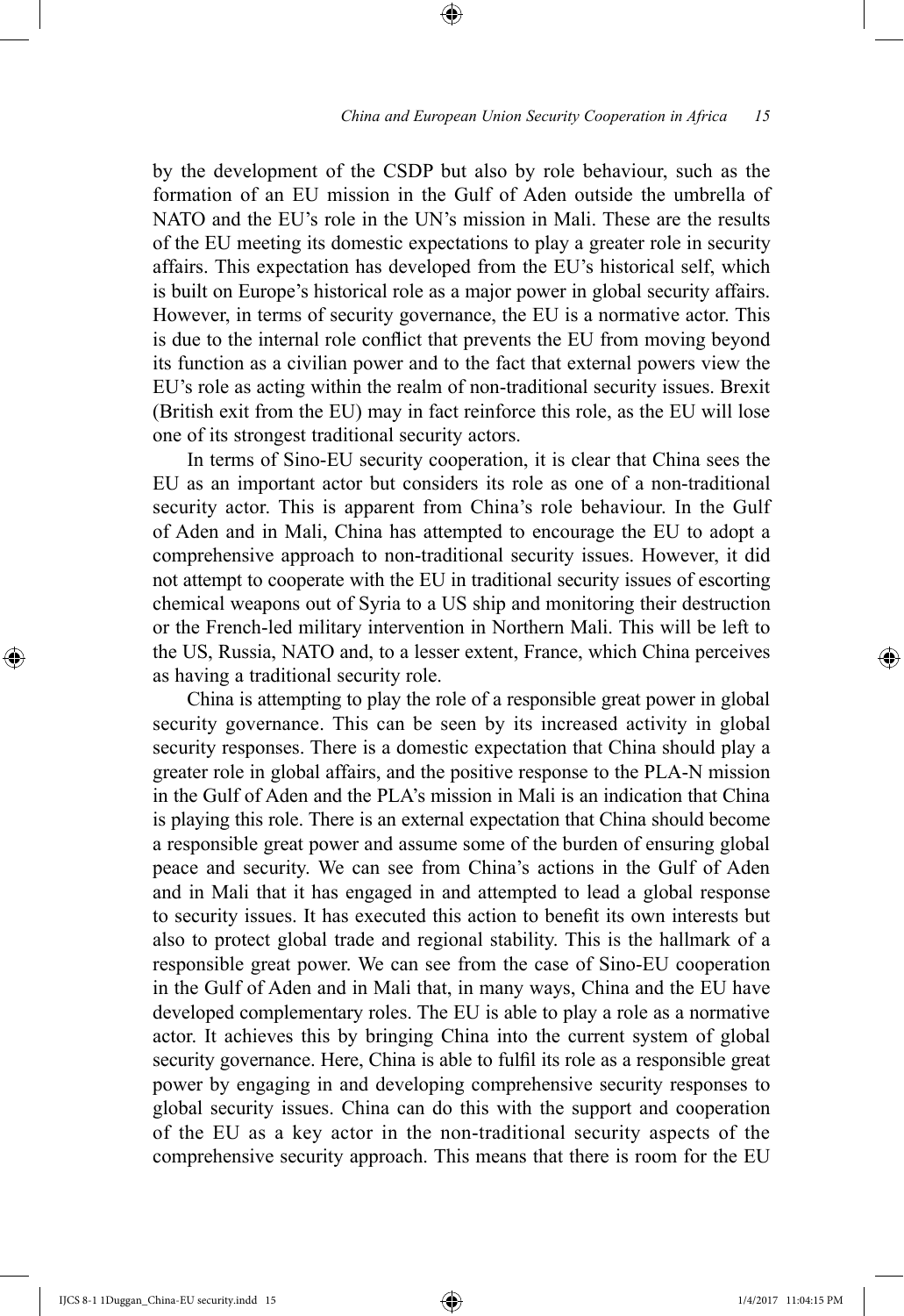by the development of the CSDP but also by role behaviour, such as the formation of an EU mission in the Gulf of Aden outside the umbrella of NATO and the EU's role in the UN's mission in Mali. These are the results of the EU meeting its domestic expectations to play a greater role in security affairs. This expectation has developed from the EU's historical self, which is built on Europe's historical role as a major power in global security affairs. However, in terms of security governance, the EU is a normative actor. This is due to the internal role conflict that prevents the EU from moving beyond its function as a civilian power and to the fact that external powers view the EU's role as acting within the realm of non-traditional security issues. Brexit (British exit from the EU) may in fact reinforce this role, as the EU will lose one of its strongest traditional security actors.

In terms of Sino-EU security cooperation, it is clear that China sees the EU as an important actor but considers its role as one of a non-traditional security actor. This is apparent from China's role behaviour. In the Gulf of Aden and in Mali, China has attempted to encourage the EU to adopt a comprehensive approach to non-traditional security issues. However, it did not attempt to cooperate with the EU in traditional security issues of escorting chemical weapons out of Syria to a US ship and monitoring their destruction or the French-led military intervention in Northern Mali. This will be left to the US, Russia, NATO and, to a lesser extent, France, which China perceives as having a traditional security role.

China is attempting to play the role of a responsible great power in global security governance. This can be seen by its increased activity in global security responses. There is a domestic expectation that China should play a greater role in global affairs, and the positive response to the PLA-N mission in the Gulf of Aden and the PLA's mission in Mali is an indication that China is playing this role. There is an external expectation that China should become a responsible great power and assume some of the burden of ensuring global peace and security. We can see from China's actions in the Gulf of Aden and in Mali that it has engaged in and attempted to lead a global response to security issues. It has executed this action to benefit its own interests but also to protect global trade and regional stability. This is the hallmark of a responsible great power. We can see from the case of Sino-EU cooperation in the Gulf of Aden and in Mali that, in many ways, China and the EU have developed complementary roles. The EU is able to play a role as a normative actor. It achieves this by bringing China into the current system of global security governance. Here, China is able to fulfil its role as a responsible great power by engaging in and developing comprehensive security responses to global security issues. China can do this with the support and cooperation of the EU as a key actor in the non-traditional security aspects of the comprehensive security approach. This means that there is room for the EU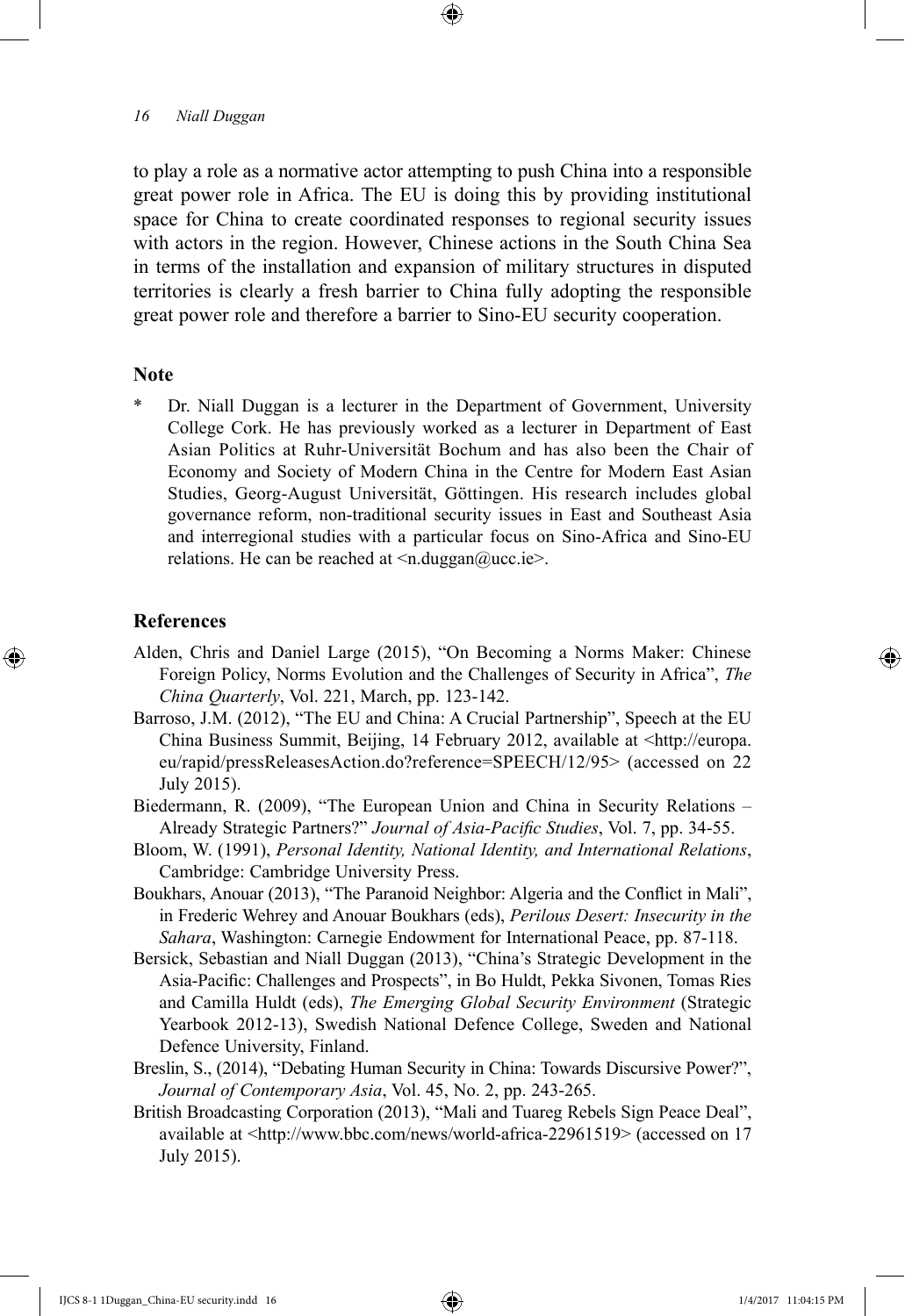to play a role as a normative actor attempting to push China into a responsible great power role in Africa. The EU is doing this by providing institutional space for China to create coordinated responses to regional security issues with actors in the region. However, Chinese actions in the South China Sea in terms of the installation and expansion of military structures in disputed territories is clearly a fresh barrier to China fully adopting the responsible great power role and therefore a barrier to Sino-EU security cooperation.

## Note

\* Dr. Niall Duggan is a lecturer in the Department of Government, University College Cork. He has previously worked as a lecturer in Department of East Asian Politics at Ruhr-Universität Bochum and has also been the Chair of Economy and Society of Modern China in the Centre for Modern East Asian Studies, Georg-August Universität, Göttingen. His research includes global governance reform, non-traditional security issues in East and Southeast Asia and interregional studies with a particular focus on Sino-Africa and Sino-EU relations. He can be reached at <n.duggan@ucc.ie>.

## References

Alden, Chris and Daniel Large (2015), "On Becoming a Norms Maker: Chinese Foreign Policy, Norms Evolution and the Challenges of Security in Africa", *The China Quarterly*, Vol. 221, March, pp. 123-142.

Barroso, J.M. (2012), "The EU and China: A Crucial Partnership", Speech at the EU China Business Summit, Beijing, 14 February 2012, available at <http://europa.eu/rapid/pressReleasesAction.do?reference=SPEECH/12/95> (accessed on 22 July 2015).

Biedermann, R. (2009), "The European Union and China in Security Relations – Already Strategic Partners?" *Journal of Asia-Pacific Studies*, Vol. 7, pp. 34-55.

Bloom, W. (1991), *Personal Identity, National Identity, and International Relations*, Cambridge: Cambridge University Press.

Boukhars, Anouar (2013), "The Paranoid Neighbor: Algeria and the Conflict in Mali", in Frederic Wehrey and Anouar Boukhars (eds), *Perilous Desert: Insecurity in the Sahara*, Washington: Carnegie Endowment for International Peace, pp. 87-118.

Bersick, Sebastian and Niall Duggan (2013), "China's Strategic Development in the Asia-Pacific: Challenges and Prospects", in Bo Huldt, Pekka Sivonen, Tomas Ries and Camilla Huldt (eds), *The Emerging Global Security Environment* (Strategic Yearbook 2012-13), Swedish National Defence College, Sweden and National Defence University, Finland.

Breslin, S., (2014), "Debating Human Security in China: Towards Discursive Power?", *Journal of Contemporary Asia*, Vol. 45, No. 2, pp. 243-265.

British Broadcasting Corporation (2013), "Mali and Tuareg Rebels Sign Peace Deal", available at <http://www.bbc.com/news/world-africa-22961519> (accessed on 17 July 2015).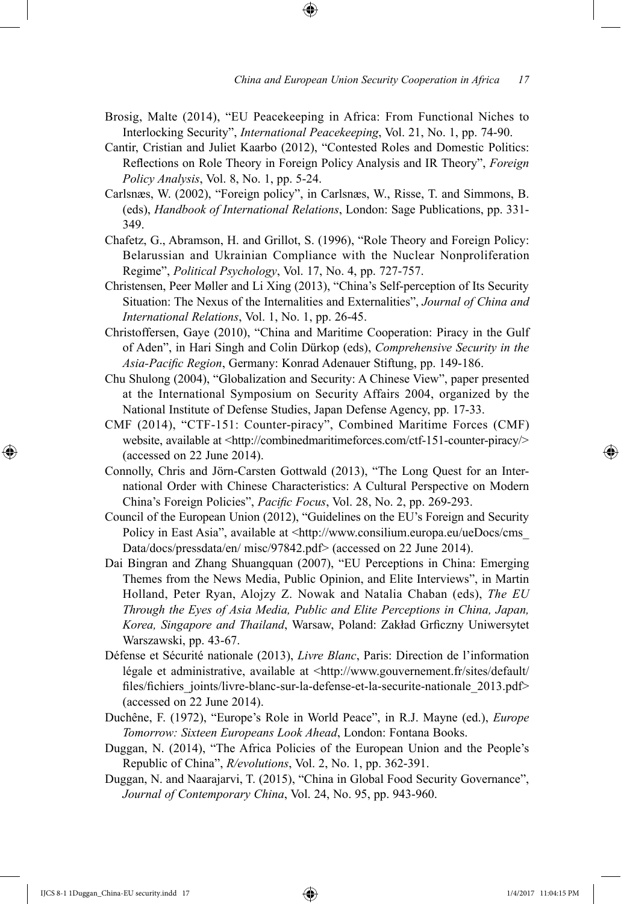Brosig, Malte (2014), "EU Peacekeeping in Africa: From Functional Niches to Interlocking Security", *International Peacekeeping*, Vol. 21, No. 1, pp. 74-90.

Cantir, Cristian and Juliet Kaarbo (2012), "Contested Roles and Domestic Politics: Reflections on Role Theory in Foreign Policy Analysis and IR Theory", *Foreign Policy Analysis*, Vol. 8, No. 1, pp. 5-24.

Carlsnæs, W. (2002), "Foreign policy", in Carlsnæs, W., Risse, T. and Simmons, B. (eds), *Handbook of International Relations*, London: Sage Publications, pp. 331-349.

Chafetz, G., Abramson, H. and Grillot, S. (1996), "Role Theory and Foreign Policy: Belarussian and Ukrainian Compliance with the Nuclear Nonproliferation Regime", *Political Psychology*, Vol. 17, No. 4, pp. 727-757.

Christensen, Peer Møller and Li Xing (2013), "China's Self-perception of Its Security Situation: The Nexus of the Internalities and Externalities", *Journal of China and International Relations*, Vol. 1, No. 1, pp. 26-45.

Christoffersen, Gaye (2010), "China and Maritime Cooperation: Piracy in the Gulf of Aden", in Hari Singh and Colin Dürkop (eds), *Comprehensive Security in the Asia-Pacific Region*, Germany: Konrad Adenauer Stiftung, pp. 149-186.

Chu Shulong (2004), "Globalization and Security: A Chinese View", paper presented at the International Symposium on Security Affairs 2004, organized by the National Institute of Defense Studies, Japan Defense Agency, pp. 17-33.

CMF (2014), "CTF-151: Counter-piracy", Combined Maritime Forces (CMF) website, available at <http://combinedmaritimeforces.com/ctf-151-counter-piracy/> (accessed on 22 June 2014).

Connolly, Chris and Jörn-Carsten Gottwald (2013), "The Long Quest for an International Order with Chinese Characteristics: A Cultural Perspective on Modern China's Foreign Policies", *Pacific Focus*, Vol. 28, No. 2, pp. 269-293.

Council of the European Union (2012), "Guidelines on the EU's Foreign and Security Policy in East Asia", available at <http://www.consilium.europa.eu/ueDocs/cms_Data/docs/pressdata/en/ misc/97842.pdf> (accessed on 22 June 2014).

Dai Bingran and Zhang Shuangquan (2007), "EU Perceptions in China: Emerging Themes from the News Media, Public Opinion, and Elite Interviews", in Martin Holland, Peter Ryan, Alojzy Z. Nowak and Natalia Chaban (eds), *The EU Through the Eyes of Asia Media, Public and Elite Perceptions in China, Japan, Korea, Singapore and Thailand*, Warsaw, Poland: Zakład Grficzny Uniwersytet Warszawski, pp. 43-67.

Défense et Sécurité nationale (2013), *Livre Blanc*, Paris: Direction de l'information légale et administrative, available at <http://www.gouvernement.fr/sites/default/files/fichiers_joints/livre-blanc-sur-la-defense-et-la-securite-nationale_2013.pdf> (accessed on 22 June 2014).

Duchêne, F. (1972), "Europe's Role in World Peace", in R.J. Mayne (ed.), *Europe Tomorrow: Sixteen Europeans Look Ahead*, London: Fontana Books.

Duggan, N. (2014), "The Africa Policies of the European Union and the People's Republic of China", *R/evolutions*, Vol. 2, No. 1, pp. 362-391.

Duggan, N. and Naarajarvi, T. (2015), "China in Global Food Security Governance", *Journal of Contemporary China*, Vol. 24, No. 95, pp. 943-960.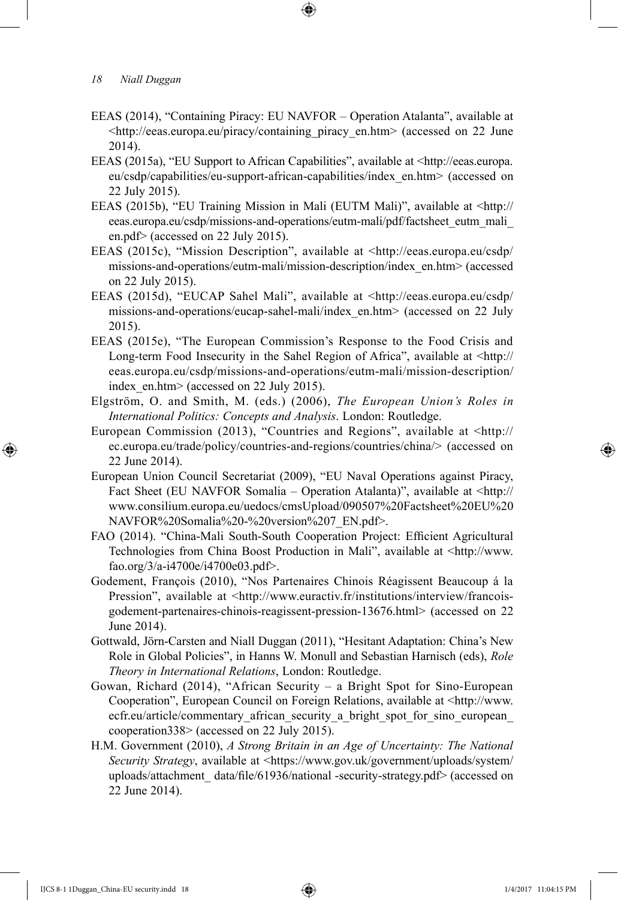EEAS (2014), "Containing Piracy: EU NAVFOR – Operation Atalanta", available at <http://eeas.europa.eu/piracy/containing_piracy_en.htm> (accessed on 22 June 2014).

EEAS (2015a), "EU Support to African Capabilities", available at <http://eeas.europa.eu/csdp/capabilities/eu-support-african-capabilities/index_en.htm> (accessed on 22 July 2015).

EEAS (2015b), "EU Training Mission in Mali (EUTM Mali)", available at <http://eeas.europa.eu/csdp/missions-and-operations/eutm-mali/pdf/factsheet_eutm_mali_en.pdf> (accessed on 22 July 2015).

EEAS (2015c), "Mission Description", available at <http://eeas.europa.eu/csdp/missions-and-operations/eutm-mali/mission-description/index_en.htm> (accessed on 22 July 2015).

EEAS (2015d), "EUCAP Sahel Mali", available at <http://eeas.europa.eu/csdp/missions-and-operations/eucap-sahel-mali/index_en.htm> (accessed on 22 July 2015).

EEAS (2015e), "The European Commission's Response to the Food Crisis and Long-term Food Insecurity in the Sahel Region of Africa", available at <http://eeas.europa.eu/csdp/missions-and-operations/eutm-mali/mission-description/index_en.htm> (accessed on 22 July 2015).

Elgström, O. and Smith, M. (eds.) (2006), *The European Union's Roles in International Politics: Concepts and Analysis*. London: Routledge.

European Commission (2013), "Countries and Regions", available at <http://ec.europa.eu/trade/policy/countries-and-regions/countries/china/> (accessed on 22 June 2014).

European Union Council Secretariat (2009), "EU Naval Operations against Piracy, Fact Sheet (EU NAVFOR Somalia – Operation Atalanta)", available at <http://www.consilium.europa.eu/uedocs/cmsUpload/090507%20Factsheet%20EU%20NAVFOR%20Somalia%20-%20version%207_EN.pdf>.

FAO (2014). "China-Mali South-South Cooperation Project: Efficient Agricultural Technologies from China Boost Production in Mali", available at <http://www.fao.org/3/a-i4700e/i4700e03.pdf>.

Godement, François (2010), "Nos Partenaires Chinois Réagissent Beaucoup á la Pression", available at <http://www.euractiv.fr/institutions/interview/francois-godement-partenaires-chinois-reagissent-pression-13676.html> (accessed on 22 June 2014).

Gottwald, Jörn-Carsten and Niall Duggan (2011), "Hesitant Adaptation: China's New Role in Global Policies", in Hanns W. Monull and Sebastian Harnisch (eds), *Role Theory in International Relations*, London: Routledge.

Gowan, Richard (2014), "African Security – a Bright Spot for Sino-European Cooperation", European Council on Foreign Relations, available at <http://www.ecfr.eu/article/commentary_african_security_a_bright_spot_for_sino_european_cooperation338> (accessed on 22 July 2015).

H.M. Government (2010), *A Strong Britain in an Age of Uncertainty: The National Security Strategy*, available at <https://www.gov.uk/government/uploads/system/uploads/attachment_ data/file/61936/national -security-strategy.pdf> (accessed on 22 June 2014).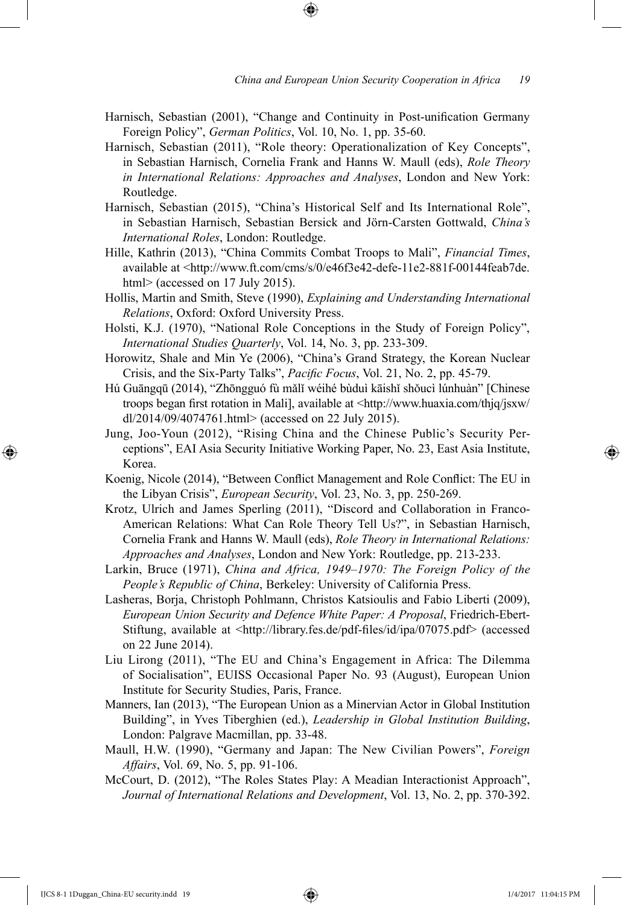Harnisch, Sebastian (2001), "Change and Continuity in Post-unification Germany Foreign Policy", *German Politics*, Vol. 10, No. 1, pp. 35-60.

Harnisch, Sebastian (2011), "Role theory: Operationalization of Key Concepts", in Sebastian Harnisch, Cornelia Frank and Hanns W. Maull (eds), *Role Theory in International Relations: Approaches and Analyses*, London and New York: Routledge.

Harnisch, Sebastian (2015), "China's Historical Self and Its International Role", in Sebastian Harnisch, Sebastian Bersick and Jörn-Carsten Gottwald, *China's International Roles*, London: Routledge.

Hille, Kathrin (2013), "China Commits Combat Troops to Mali", *Financial Times*, available at <http://www.ft.com/cms/s/0/e46f3e42-defe-11e2-881f-00144feab7de.html> (accessed on 17 July 2015).

Hollis, Martin and Smith, Steve (1990), *Explaining and Understanding International Relations*, Oxford: Oxford University Press.

Holsti, K.J. (1970), "National Role Conceptions in the Study of Foreign Policy", *International Studies Quarterly*, Vol. 14, No. 3, pp. 233-309.

Horowitz, Shale and Min Ye (2006), "China's Grand Strategy, the Korean Nuclear Crisis, and the Six-Party Talks", *Pacific Focus*, Vol. 21, No. 2, pp. 45-79.

Hú Guāngqū (2014), "Zhōngguó fù mǎlǐ wéihé bùduì kāishǐ shǒucì lúnhuàn" [Chinese troops began first rotation in Mali], available at <http://www.huaxia.com/thjq/jsxw/dl/2014/09/4074761.html> (accessed on 22 July 2015).

Jung, Joo-Youn (2012), "Rising China and the Chinese Public's Security Perceptions", EAI Asia Security Initiative Working Paper, No. 23, East Asia Institute, Korea.

Koenig, Nicole (2014), "Between Conflict Management and Role Conflict: The EU in the Libyan Crisis", *European Security*, Vol. 23, No. 3, pp. 250-269.

Krotz, Ulrich and James Sperling (2011), "Discord and Collaboration in Franco-American Relations: What Can Role Theory Tell Us?", in Sebastian Harnisch, Cornelia Frank and Hanns W. Maull (eds), *Role Theory in International Relations: Approaches and Analyses*, London and New York: Routledge, pp. 213-233.

Larkin, Bruce (1971), *China and Africa, 1949–1970: The Foreign Policy of the People's Republic of China*, Berkeley: University of California Press.

Lasheras, Borja, Christoph Pohlmann, Christos Katsioulis and Fabio Liberti (2009), *European Union Security and Defence White Paper: A Proposal*, Friedrich-Ebert-Stiftung, available at <http://library.fes.de/pdf-files/id/ipa/07075.pdf> (accessed on 22 June 2014).

Liu Lirong (2011), "The EU and China's Engagement in Africa: The Dilemma of Socialisation", EUISS Occasional Paper No. 93 (August), European Union Institute for Security Studies, Paris, France.

Manners, Ian (2013), "The European Union as a Minervian Actor in Global Institution Building", in Yves Tiberghien (ed.), *Leadership in Global Institution Building*, London: Palgrave Macmillan, pp. 33-48.

Maull, H.W. (1990), "Germany and Japan: The New Civilian Powers", *Foreign Affairs*, Vol. 69, No. 5, pp. 91-106.

McCourt, D. (2012), "The Roles States Play: A Meadian Interactionist Approach", *Journal of International Relations and Development*, Vol. 13, No. 2, pp. 370-392.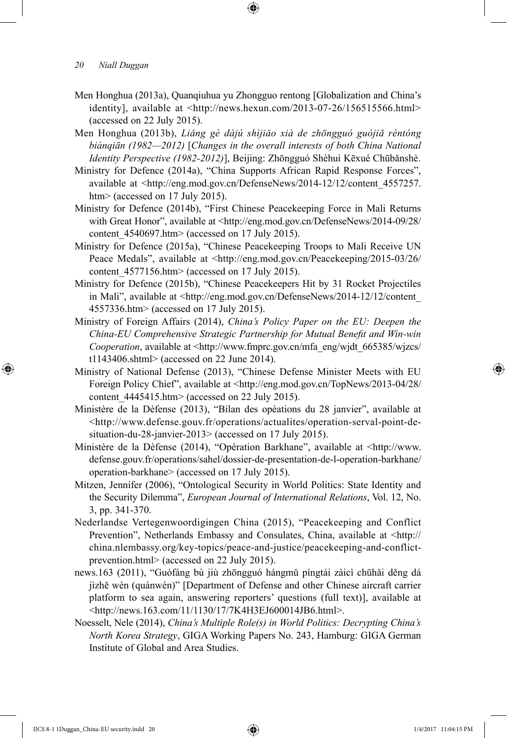Men Honghua (2013a), Quanqiuhua yu Zhongguo rentong [Globalization and China's identity], available at <http://news.hexun.com/2013-07-26/156515566.html> (accessed on 22 July 2015).

Men Honghua (2013b), *Liǎng gè dàjú shìjiǎo xià de zhōngguó guójiā rèntóng biànqiān (1982—2012)* [*Changes in the overall interests of both China National Identity Perspective (1982-2012)*], Beijing: Zhōngguó Shèhuì Kēxué Chūbǎnshè.

Ministry for Defence (2014a), "China Supports African Rapid Response Forces", available at <http://eng.mod.gov.cn/DefenseNews/2014-12/12/content_4557257.htm> (accessed on 17 July 2015).

Ministry for Defence (2014b), "First Chinese Peacekeeping Force in Mali Returns with Great Honor", available at <http://eng.mod.gov.cn/DefenseNews/2014-09/28/content_4540697.htm> (accessed on 17 July 2015).

Ministry for Defence (2015a), "Chinese Peacekeeping Troops to Mali Receive UN Peace Medals", available at <http://eng.mod.gov.cn/Peacekeeping/2015-03/26/content_4577156.htm> (accessed on 17 July 2015).

Ministry for Defence (2015b), "Chinese Peacekeepers Hit by 31 Rocket Projectiles in Mali", available at <http://eng.mod.gov.cn/DefenseNews/2014-12/12/content_4557336.htm> (accessed on 17 July 2015).

Ministry of Foreign Affairs (2014), *China's Policy Paper on the EU: Deepen the China-EU Comprehensive Strategic Partnership for Mutual Benefit and Win-win Cooperation*, available at <http://www.fmprc.gov.cn/mfa_eng/wjdt_665385/wjzcs/t1143406.shtml> (accessed on 22 June 2014).

Ministry of National Defense (2013), "Chinese Defense Minister Meets with EU Foreign Policy Chief", available at <http://eng.mod.gov.cn/TopNews/2013-04/28/content_4445415.htm> (accessed on 22 July 2015).

Ministère de la Dèfense (2013), "Bilan des opèations du 28 janvier", available at <http://www.defense.gouv.fr/operations/actualites/operation-serval-point-de-situation-du-28-janvier-2013> (accessed on 17 July 2015).

Ministère de la Dèfense (2014), "Opération Barkhane", available at <http://www.defense.gouv.fr/operations/sahel/dossier-de-presentation-de-l-operation-barkhane/operation-barkhane> (accessed on 17 July 2015).

Mitzen, Jennifer (2006), "Ontological Security in World Politics: State Identity and the Security Dilemma", *European Journal of International Relations*, Vol. 12, No. 3, pp. 341-370.

Nederlandse Vertegenwoordigingen China (2015), "Peacekeeping and Conflict Prevention", Netherlands Embassy and Consulates, China, available at <http://china.nlembassy.org/key-topics/peace-and-justice/peacekeeping-and-conflict-prevention.html> (accessed on 22 July 2015).

news.163 (2011), "Guófáng bù jiù zhōngguó hángmǔ píngtái zàicì chūhǎi děng dá jìzhě wèn (quánwén)" [Department of Defense and other Chinese aircraft carrier platform to sea again, answering reporters' questions (full text)], available at <http://news.163.com/11/1130/17/7K4H3EJ600014JB6.html>.

Noesselt, Nele (2014), *China's Multiple Role(s) in World Politics: Decrypting China's North Korea Strategy*, GIGA Working Papers No. 243, Hamburg: GIGA German Institute of Global and Area Studies.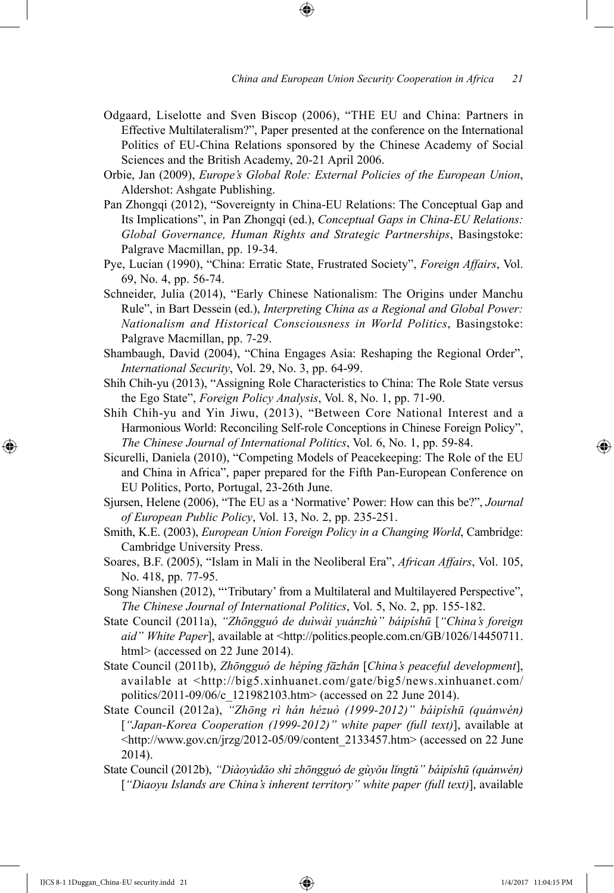Odgaard, Liselotte and Sven Biscop (2006), "THE EU and China: Partners in Effective Multilateralism?", Paper presented at the conference on the International Politics of EU-China Relations sponsored by the Chinese Academy of Social Sciences and the British Academy, 20-21 April 2006.

Orbie, Jan (2009), *Europe's Global Role: External Policies of the European Union*, Aldershot: Ashgate Publishing.

Pan Zhongqi (2012), "Sovereignty in China-EU Relations: The Conceptual Gap and Its Implications", in Pan Zhongqi (ed.), *Conceptual Gaps in China-EU Relations: Global Governance, Human Rights and Strategic Partnerships*, Basingstoke: Palgrave Macmillan, pp. 19-34.

Pye, Lucian (1990), "China: Erratic State, Frustrated Society", *Foreign Affairs*, Vol. 69, No. 4, pp. 56-74.

Schneider, Julia (2014), "Early Chinese Nationalism: The Origins under Manchu Rule", in Bart Dessein (ed.), *Interpreting China as a Regional and Global Power: Nationalism and Historical Consciousness in World Politics*, Basingstoke: Palgrave Macmillan, pp. 7-29.

Shambaugh, David (2004), "China Engages Asia: Reshaping the Regional Order", *International Security*, Vol. 29, No. 3, pp. 64-99.

Shih Chih-yu (2013), "Assigning Role Characteristics to China: The Role State versus the Ego State", *Foreign Policy Analysis*, Vol. 8, No. 1, pp. 71-90.

Shih Chih-yu and Yin Jiwu, (2013), "Between Core National Interest and a Harmonious World: Reconciling Self-role Conceptions in Chinese Foreign Policy", *The Chinese Journal of International Politics*, Vol. 6, No. 1, pp. 59-84.

Sicurelli, Daniela (2010), "Competing Models of Peacekeeping: The Role of the EU and China in Africa", paper prepared for the Fifth Pan-European Conference on EU Politics, Porto, Portugal, 23-26th June.

Sjursen, Helene (2006), "The EU as a 'Normative' Power: How can this be?", *Journal of European Public Policy*, Vol. 13, No. 2, pp. 235-251.

Smith, K.E. (2003), *European Union Foreign Policy in a Changing World*, Cambridge: Cambridge University Press.

Soares, B.F. (2005), "Islam in Mali in the Neoliberal Era", *African Affairs*, Vol. 105, No. 418, pp. 77-95.

Song Nianshen (2012), "'Tributary' from a Multilateral and Multilayered Perspective", *The Chinese Journal of International Politics*, Vol. 5, No. 2, pp. 155-182.

State Council (2011a), *"Zhōngguó de duìwài yuánzhù" báipíshū* [*"China's foreign aid" White Paper*], available at <http://politics.people.com.cn/GB/1026/14450711.html> (accessed on 22 June 2014).

State Council (2011b), *Zhōngguó de hépíng fāzhǎn* [*China's peaceful development*], available at <http://big5.xinhuanet.com/gate/big5/news.xinhuanet.com/politics/2011-09/06/c_121982103.htm> (accessed on 22 June 2014).

State Council (2012a), *"Zhōng rì hán hézuò (1999-2012)" báipíshū (quánwén)* [*"Japan-Korea Cooperation (1999-2012)" white paper (full text)*], available at <http://www.gov.cn/jrzg/2012-05/09/content_2133457.htm> (accessed on 22 June 2014).

State Council (2012b), *"Diàoyúdǎo shì zhōngguó de gùyǒu lǐngtǔ" báipíshū (quánwén)* [*"Diaoyu Islands are China's inherent territory" white paper (full text)*], available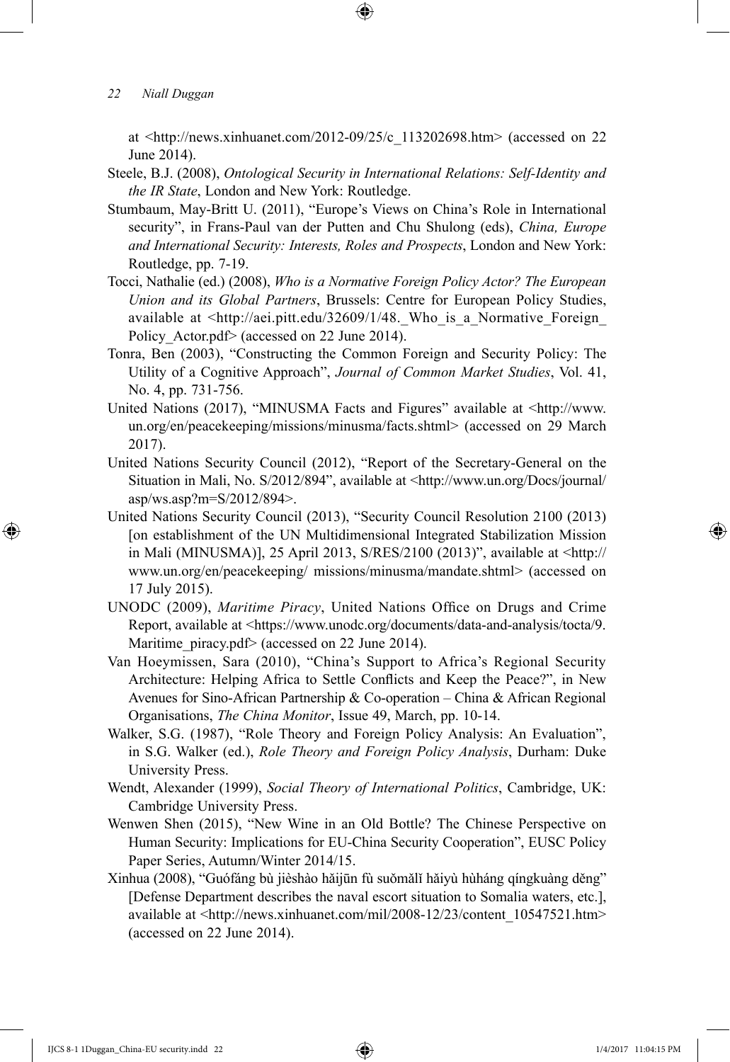at <http://news.xinhuanet.com/2012-09/25/c_113202698.htm> (accessed on 22 June 2014).

Steele, B.J. (2008), *Ontological Security in International Relations: Self-Identity and the IR State*, London and New York: Routledge.

Stumbaum, May-Britt U. (2011), "Europe's Views on China's Role in International security", in Frans-Paul van der Putten and Chu Shulong (eds), *China, Europe and International Security: Interests, Roles and Prospects*, London and New York: Routledge, pp. 7-19.

Tocci, Nathalie (ed.) (2008), *Who is a Normative Foreign Policy Actor? The European Union and its Global Partners*, Brussels: Centre for European Policy Studies, available at <http://aei.pitt.edu/32609/1/48._Who_is_a_Normative_Foreign_Policy_Actor.pdf> (accessed on 22 June 2014).

Tonra, Ben (2003), "Constructing the Common Foreign and Security Policy: The Utility of a Cognitive Approach", *Journal of Common Market Studies*, Vol. 41, No. 4, pp. 731-756.

United Nations (2017), "MINUSMA Facts and Figures" available at <http://www.un.org/en/peacekeeping/missions/minusma/facts.shtml> (accessed on 29 March 2017).

United Nations Security Council (2012), "Report of the Secretary-General on the Situation in Mali, No. S/2012/894", available at <http://www.un.org/Docs/journal/asp/ws.asp?m=S/2012/894>.

United Nations Security Council (2013), "Security Council Resolution 2100 (2013) [on establishment of the UN Multidimensional Integrated Stabilization Mission in Mali (MINUSMA)], 25 April 2013, S/RES/2100 (2013)", available at <http://www.un.org/en/peacekeeping/ missions/minusma/mandate.shtml> (accessed on 17 July 2015).

UNODC (2009), *Maritime Piracy*, United Nations Office on Drugs and Crime Report, available at <https://www.unodc.org/documents/data-and-analysis/tocta/9.Maritime_piracy.pdf> (accessed on 22 June 2014).

Van Hoeymissen, Sara (2010), "China's Support to Africa's Regional Security Architecture: Helping Africa to Settle Conflicts and Keep the Peace?", in New Avenues for Sino-African Partnership & Co-operation – China & African Regional Organisations, *The China Monitor*, Issue 49, March, pp. 10-14.

Walker, S.G. (1987), "Role Theory and Foreign Policy Analysis: An Evaluation", in S.G. Walker (ed.), *Role Theory and Foreign Policy Analysis*, Durham: Duke University Press.

Wendt, Alexander (1999), *Social Theory of International Politics*, Cambridge, UK: Cambridge University Press.

Wenwen Shen (2015), "New Wine in an Old Bottle? The Chinese Perspective on Human Security: Implications for EU-China Security Cooperation", EUSC Policy Paper Series, Autumn/Winter 2014/15.

Xinhua (2008), "Guófáng bù jièshào hǎijūn fù suǒmǎlǐ hǎiyù hùháng qíngkuàng děng" [Defense Department describes the naval escort situation to Somalia waters, etc.], available at <http://news.xinhuanet.com/mil/2008-12/23/content_10547521.htm> (accessed on 22 June 2014).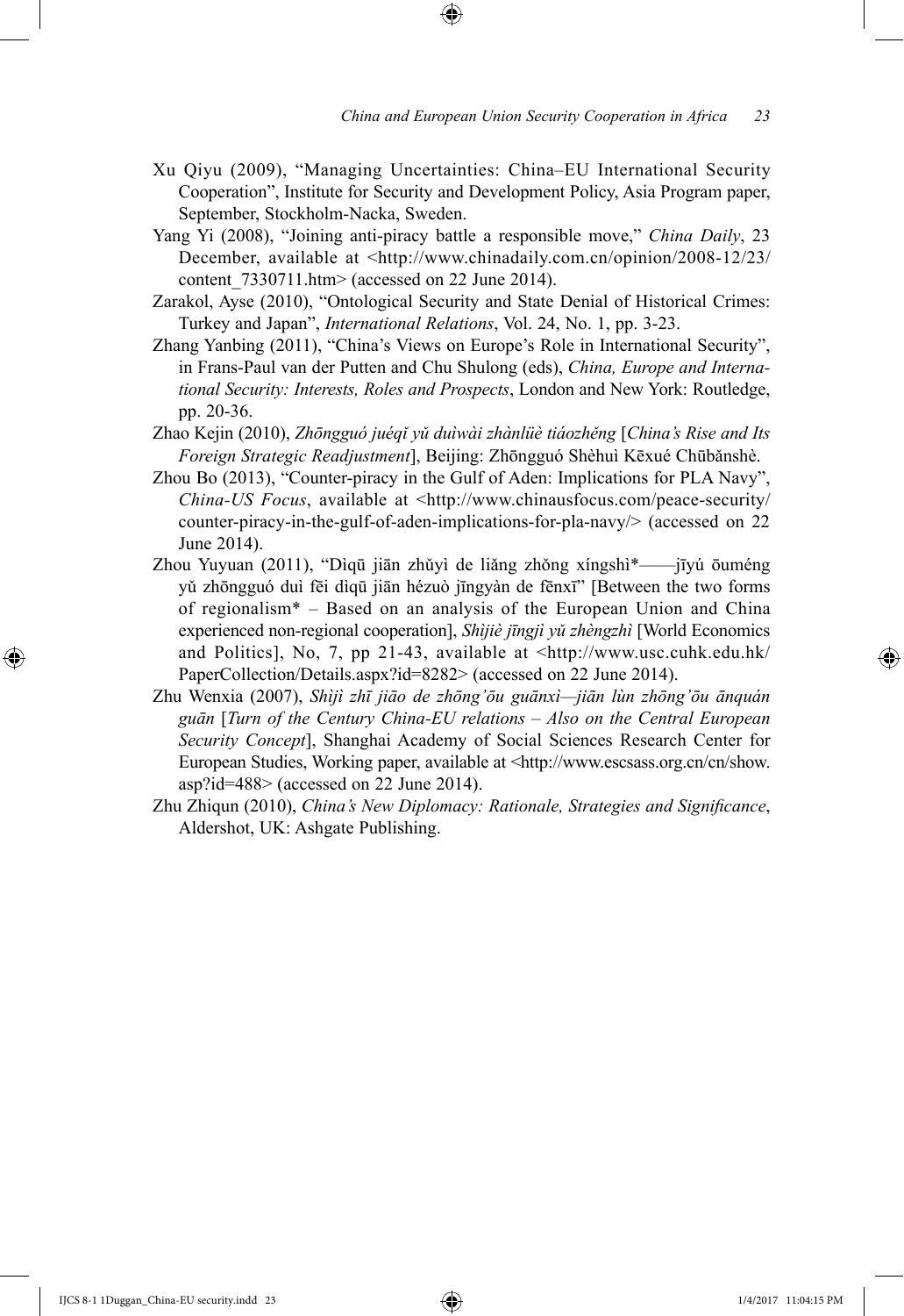Xu Qiyu (2009), "Managing Uncertainties: China–EU International Security Cooperation", Institute for Security and Development Policy, Asia Program paper, September, Stockholm-Nacka, Sweden.

Yang Yi (2008), "Joining anti-piracy battle a responsible move," *China Daily*, 23 December, available at <http://www.chinadaily.com.cn/opinion/2008-12/23/content_7330711.htm> (accessed on 22 June 2014).

Zarakol, Ayse (2010), "Ontological Security and State Denial of Historical Crimes: Turkey and Japan", *International Relations*, Vol. 24, No. 1, pp. 3-23.

Zhang Yanbing (2011), "China's Views on Europe's Role in International Security", in Frans-Paul van der Putten and Chu Shulong (eds), *China, Europe and International Security: Interests, Roles and Prospects*, London and New York: Routledge, pp. 20-36.

Zhao Kejin (2010), *Zhōngguó juéqǐ yǔ duìwài zhànlüè tiáozhěng* [*China's Rise and Its Foreign Strategic Readjustment*], Beijing: Zhōngguó Shèhuì Kēxué Chūbǎnshè.

Zhou Bo (2013), "Counter-piracy in the Gulf of Aden: Implications for PLA Navy", *China-US Focus*, available at <http://www.chinausfocus.com/peace-security/counter-piracy-in-the-gulf-of-aden-implications-for-pla-navy/> (accessed on 22 June 2014).

Zhou Yuyuan (2011), "Dìqū jiān zhǔyì de liǎng zhǒng xíngshì*——jīyú ōuméng yǔ zhōngguó duì fēi dìqū jiān hézuò jīngyàn de fēnxī" [Between the two forms of regionalism* – Based on an analysis of the European Union and China experienced non-regional cooperation], *Shìjiè jīngjì yǔ zhèngzhì* [World Economics and Politics], No, 7, pp 21-43, available at <http://www.usc.cuhk.edu.hk/PaperCollection/Details.aspx?id=8282> (accessed on 22 June 2014).

Zhu Wenxia (2007), *Shìjì zhī jiāo de zhōng'ōu guānxì—jiān lùn zhōng'ōu ānquán guān* [*Turn of the Century China-EU relations – Also on the Central European Security Concept*], Shanghai Academy of Social Sciences Research Center for European Studies, Working paper, available at <http://www.escsass.org.cn/cn/show.asp?id=488> (accessed on 22 June 2014).

Zhu Zhiqun (2010), *China's New Diplomacy: Rationale, Strategies and Significance*, Aldershot, UK: Ashgate Publishing.